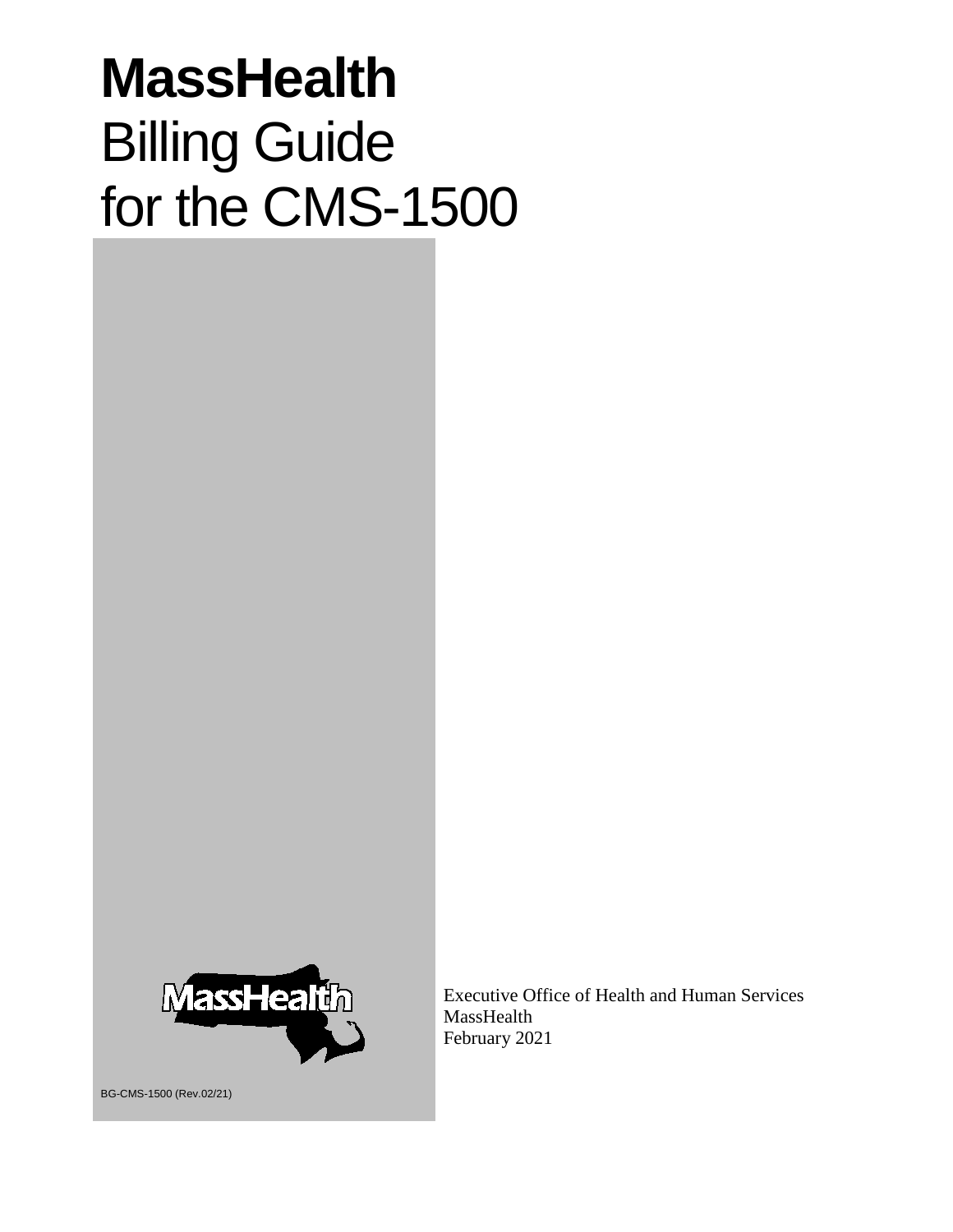# MassHealth

Billing Guide
for the CMS-1500

Executive Office of Health and Human Services
MassHealth
February 2021

BG-CMS-1500 (Rev.02/21)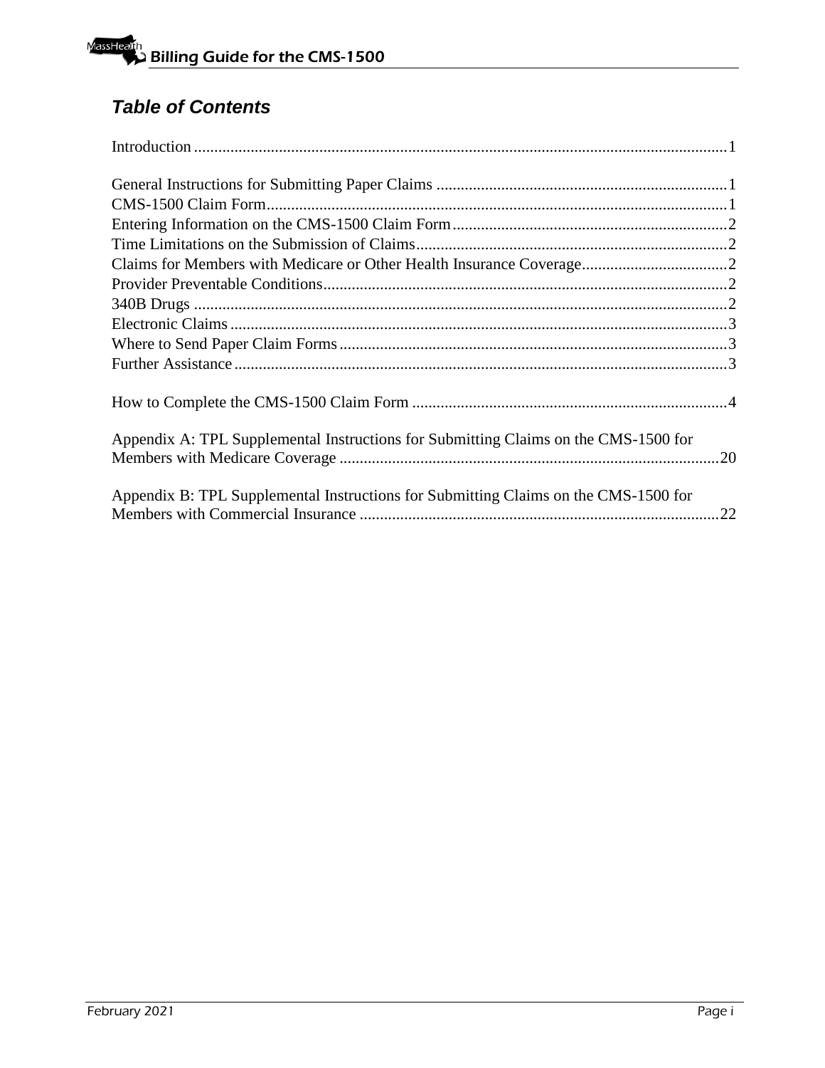## *Table of Contents*

Introduction ................................................................................................................... 1

General Instructions for Submitting Paper Claims ........................................................................ 1
CMS-1500 Claim Form.................................................................................................................. 1
Entering Information on the CMS-1500 Claim Form.................................................................... 2
Time Limitations on the Submission of Claims............................................................................. 2
Claims for Members with Medicare or Other Health Insurance Coverage.................................... 2
Provider Preventable Conditions.................................................................................................... 2
340B Drugs .................................................................................................................................... 2
Electronic Claims ........................................................................................................................... 3
Where to Send Paper Claim Forms ................................................................................................ 3
Further Assistance .......................................................................................................................... 3

How to Complete the CMS-1500 Claim Form .............................................................................. 4

Appendix A: TPL Supplemental Instructions for Submitting Claims on the CMS-1500 for Members with Medicare Coverage .............................................................................................. 20

Appendix B: TPL Supplemental Instructions for Submitting Claims on the CMS-1500 for Members with Commercial Insurance ......................................................................................... 22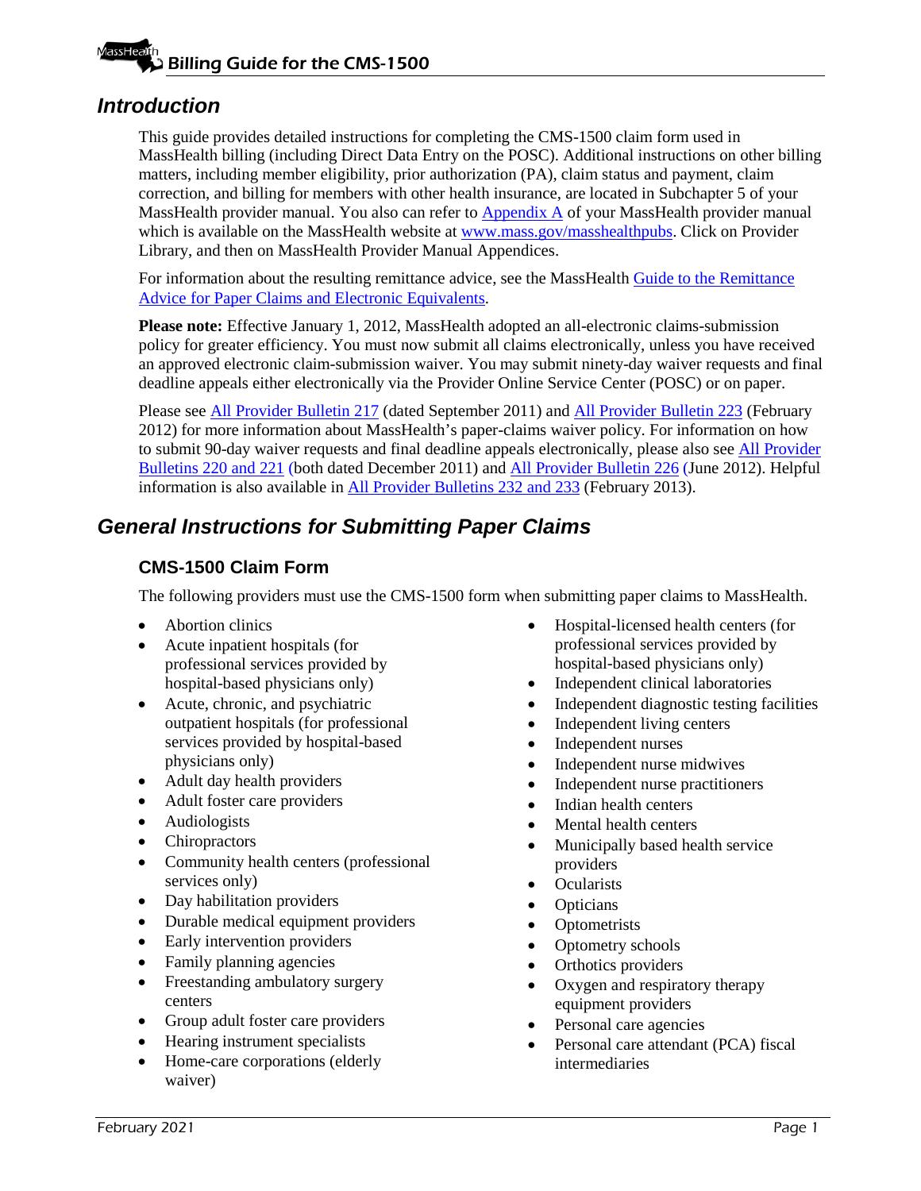## Introduction

This guide provides detailed instructions for completing the CMS-1500 claim form used in MassHealth billing (including Direct Data Entry on the POSC). Additional instructions on other billing matters, including member eligibility, prior authorization (PA), claim status and payment, claim correction, and billing for members with other health insurance, are located in Subchapter 5 of your MassHealth provider manual. You also can refer to Appendix A of your MassHealth provider manual which is available on the MassHealth website at www.mass.gov/masshealthpubs. Click on Provider Library, and then on MassHealth Provider Manual Appendices.

For information about the resulting remittance advice, see the MassHealth Guide to the Remittance Advice for Paper Claims and Electronic Equivalents.

**Please note:** Effective January 1, 2012, MassHealth adopted an all-electronic claims-submission policy for greater efficiency. You must now submit all claims electronically, unless you have received an approved electronic claim-submission waiver. You may submit ninety-day waiver requests and final deadline appeals either electronically via the Provider Online Service Center (POSC) or on paper.

Please see All Provider Bulletin 217 (dated September 2011) and All Provider Bulletin 223 (February 2012) for more information about MassHealth's paper-claims waiver policy. For information on how to submit 90-day waiver requests and final deadline appeals electronically, please also see All Provider Bulletins 220 and 221 (both dated December 2011) and All Provider Bulletin 226 (June 2012). Helpful information is also available in All Provider Bulletins 232 and 233 (February 2013).

## General Instructions for Submitting Paper Claims

### CMS-1500 Claim Form

The following providers must use the CMS-1500 form when submitting paper claims to MassHealth.

- Abortion clinics
- Acute inpatient hospitals (for professional services provided by hospital-based physicians only)
- Acute, chronic, and psychiatric outpatient hospitals (for professional services provided by hospital-based physicians only)
- Adult day health providers
- Adult foster care providers
- Audiologists
- Chiropractors
- Community health centers (professional services only)
- Day habilitation providers
- Durable medical equipment providers
- Early intervention providers
- Family planning agencies
- Freestanding ambulatory surgery centers
- Group adult foster care providers
- Hearing instrument specialists
- Home-care corporations (elderly waiver)
- Hospital-licensed health centers (for professional services provided by hospital-based physicians only)
- Independent clinical laboratories
- Independent diagnostic testing facilities
- Independent living centers
- Independent nurses
- Independent nurse midwives
- Independent nurse practitioners
- Indian health centers
- Mental health centers
- Municipally based health service providers
- Ocularists
- Opticians
- Optometrists
- Optometry schools
- Orthotics providers
- Oxygen and respiratory therapy equipment providers
- Personal care agencies
- Personal care attendant (PCA) fiscal intermediaries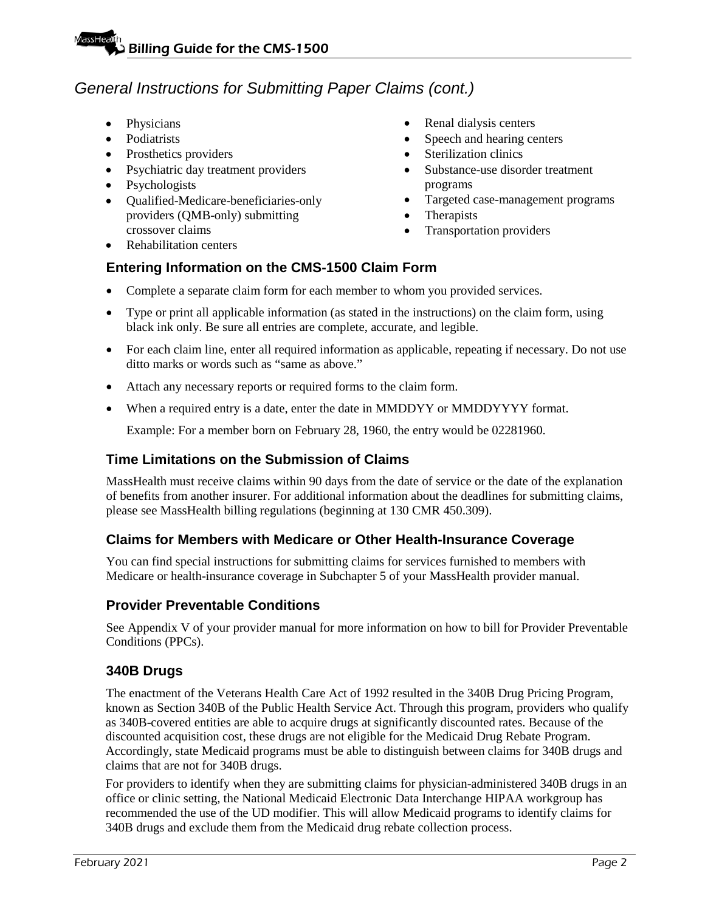## General Instructions for Submitting Paper Claims (cont.)

- Physicians
- Podiatrists
- Prosthetics providers
- Psychiatric day treatment providers
- Psychologists
- Qualified-Medicare-beneficiaries-only providers (QMB-only) submitting crossover claims
- Rehabilitation centers
- Renal dialysis centers
- Speech and hearing centers
- Sterilization clinics
- Substance-use disorder treatment programs
- Targeted case-management programs
- Therapists
- Transportation providers

### Entering Information on the CMS-1500 Claim Form

- Complete a separate claim form for each member to whom you provided services.
- Type or print all applicable information (as stated in the instructions) on the claim form, using black ink only. Be sure all entries are complete, accurate, and legible.
- For each claim line, enter all required information as applicable, repeating if necessary. Do not use ditto marks or words such as "same as above."
- Attach any necessary reports or required forms to the claim form.
- When a required entry is a date, enter the date in MMDDYY or MMDDYYYY format.

  Example: For a member born on February 28, 1960, the entry would be 02281960.

### Time Limitations on the Submission of Claims

MassHealth must receive claims within 90 days from the date of service or the date of the explanation of benefits from another insurer. For additional information about the deadlines for submitting claims, please see MassHealth billing regulations (beginning at 130 CMR 450.309).

### Claims for Members with Medicare or Other Health-Insurance Coverage

You can find special instructions for submitting claims for services furnished to members with Medicare or health-insurance coverage in Subchapter 5 of your MassHealth provider manual.

### Provider Preventable Conditions

See Appendix V of your provider manual for more information on how to bill for Provider Preventable Conditions (PPCs).

### 340B Drugs

The enactment of the Veterans Health Care Act of 1992 resulted in the 340B Drug Pricing Program, known as Section 340B of the Public Health Service Act. Through this program, providers who qualify as 340B-covered entities are able to acquire drugs at significantly discounted rates. Because of the discounted acquisition cost, these drugs are not eligible for the Medicaid Drug Rebate Program. Accordingly, state Medicaid programs must be able to distinguish between claims for 340B drugs and claims that are not for 340B drugs.

For providers to identify when they are submitting claims for physician-administered 340B drugs in an office or clinic setting, the National Medicaid Electronic Data Interchange HIPAA workgroup has recommended the use of the UD modifier. This will allow Medicaid programs to identify claims for 340B drugs and exclude them from the Medicaid drug rebate collection process.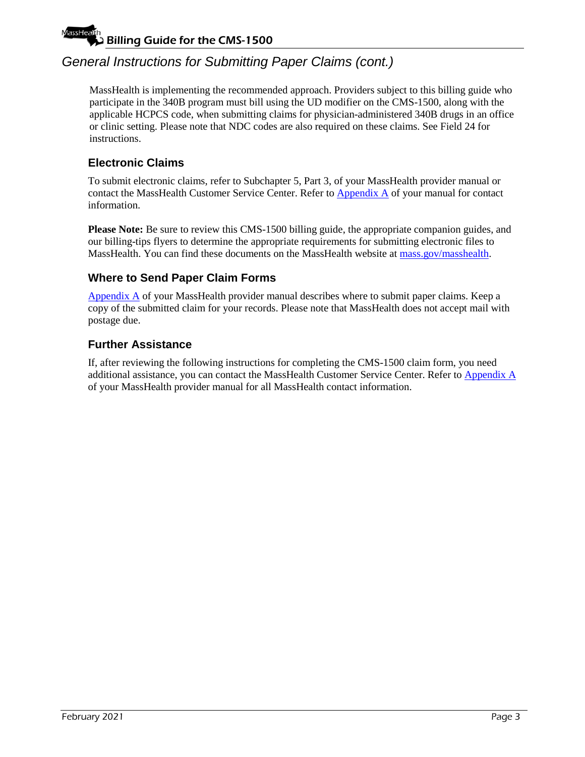## General Instructions for Submitting Paper Claims (cont.)

MassHealth is implementing the recommended approach. Providers subject to this billing guide who participate in the 340B program must bill using the UD modifier on the CMS-1500, along with the applicable HCPCS code, when submitting claims for physician-administered 340B drugs in an office or clinic setting. Please note that NDC codes are also required on these claims. See Field 24 for instructions.

### Electronic Claims

To submit electronic claims, refer to Subchapter 5, Part 3, of your MassHealth provider manual or contact the MassHealth Customer Service Center. Refer to Appendix A of your manual for contact information.

**Please Note:** Be sure to review this CMS-1500 billing guide, the appropriate companion guides, and our billing-tips flyers to determine the appropriate requirements for submitting electronic files to MassHealth. You can find these documents on the MassHealth website at mass.gov/masshealth.

### Where to Send Paper Claim Forms

Appendix A of your MassHealth provider manual describes where to submit paper claims. Keep a copy of the submitted claim for your records. Please note that MassHealth does not accept mail with postage due.

### Further Assistance

If, after reviewing the following instructions for completing the CMS-1500 claim form, you need additional assistance, you can contact the MassHealth Customer Service Center. Refer to Appendix A of your MassHealth provider manual for all MassHealth contact information.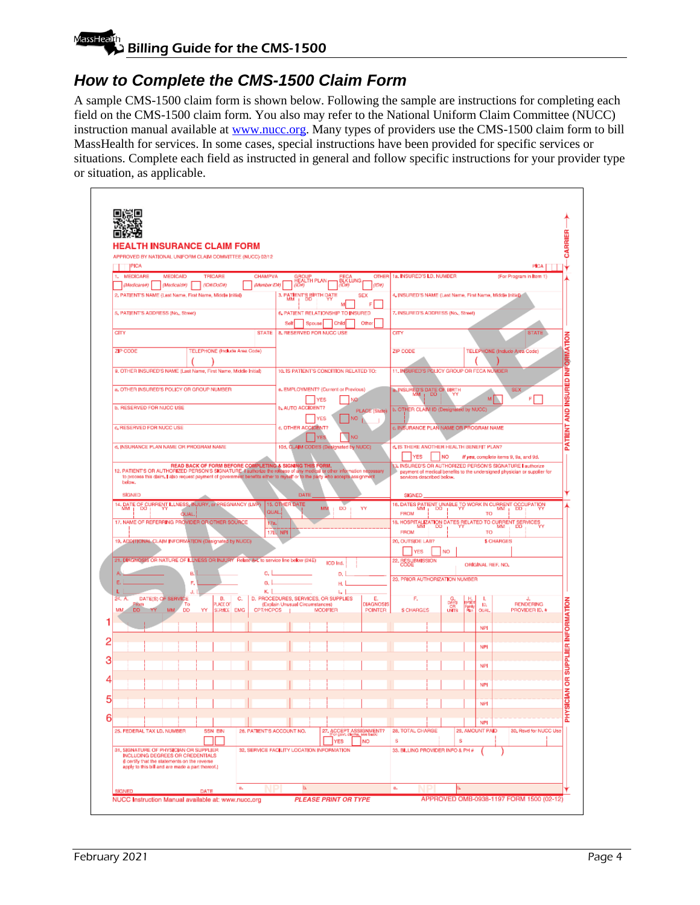## How to Complete the CMS-1500 Claim Form

A sample CMS-1500 claim form is shown below. Following the sample are instructions for completing each field on the CMS-1500 claim form. You also may refer to the National Uniform Claim Committee (NUCC) instruction manual available at [www.nucc.org](http://www.nucc.org). Many types of providers use the CMS-1500 claim form to bill MassHealth for services. In some cases, special instructions have been provided for specific services or situations. Complete each field as instructed in general and follow specific instructions for your provider type or situation, as applicable.

**HEALTH INSURANCE CLAIM FORM**

APPROVED BY NATIONAL UNIFORM CLAIM COMMITTEE (NUCC) 02/12

PICA | PICA | CARRIER

**PATIENT AND INSURED INFORMATION**

1. MEDICARE (Medicare#) | MEDICAID (Medicaid#) | TRICARE (ID#/DoD#) | CHAMPVA (Member ID#) | GROUP HEALTH PLAN (ID#) | FECA BLK LUNG (ID#) | OTHER (ID#)
1a. INSURED'S I.D. NUMBER (For Program in Item 1)
2. PATIENT'S NAME (Last Name, First Name, Middle Initial)
3. PATIENT'S BIRTH DATE MM DD YY; SEX M F
4. INSURED'S NAME (Last Name, First Name, Middle Initial)
5. PATIENT'S ADDRESS (No., Street); CITY; STATE; ZIP CODE; TELEPHONE (Include Area Code)
6. PATIENT RELATIONSHIP TO INSURED: Self, Spouse, Child, Other
7. INSURED'S ADDRESS (No., Street); CITY; STATE; ZIP CODE; TELEPHONE (Include Area Code)
8. RESERVED FOR NUCC USE
9. OTHER INSURED'S NAME (Last Name, First Name, Middle Initial)
   a. OTHER INSURED'S POLICY OR GROUP NUMBER
   b. RESERVED FOR NUCC USE
   c. RESERVED FOR NUCC USE
   d. INSURANCE PLAN NAME OR PROGRAM NAME
10. IS PATIENT'S CONDITION RELATED TO:
   a. EMPLOYMENT? (Current or Previous) YES NO
   b. AUTO ACCIDENT? YES NO PLACE (State)
   c. OTHER ACCIDENT? YES NO
   10d. CLAIM CODES (Designated by NUCC)
11. INSURED'S POLICY GROUP OR FECA NUMBER
   a. INSURED'S DATE OF BIRTH MM DD YY; SEX M F
   b. OTHER CLAIM ID (Designated by NUCC)
   c. INSURANCE PLAN NAME OR PROGRAM NAME
   d. IS THERE ANOTHER HEALTH BENEFIT PLAN? YES NO *If yes*, complete items 9, 9a, and 9d.

READ BACK OF FORM BEFORE COMPLETING & SIGNING THIS FORM.

12. PATIENT'S OR AUTHORIZED PERSON'S SIGNATURE I authorize the release of any medical or other information necessary to process this claim. I also request payment of government benefits either to myself or to the party who accepts assignment below.
SIGNED ___ DATE ___

13. INSURED'S OR AUTHORIZED PERSON'S SIGNATURE I authorize payment of medical benefits to the undersigned physician or supplier for services described below.
SIGNED ___

**PHYSICIAN OR SUPPLIER INFORMATION**

14. DATE OF CURRENT ILLNESS, INJURY, or PREGNANCY (LMP) MM DD YY QUAL.
15. OTHER DATE QUAL. MM DD YY
16. DATES PATIENT UNABLE TO WORK IN CURRENT OCCUPATION FROM MM DD YY TO MM DD YY
17. NAME OF REFERRING PROVIDER OR OTHER SOURCE; 17a.; 17b. NPI
18. HOSPITALIZATION DATES RELATED TO CURRENT SERVICES FROM MM DD YY TO MM DD YY
19. ADDITIONAL CLAIM INFORMATION (Designated by NUCC)
20. OUTSIDE LAB? YES NO; $ CHARGES
21. DIAGNOSIS OR NATURE OF ILLNESS OR INJURY Relate A-L to service line below (24E) ICD Ind.
A. B. C. D. E. F. G. H. I. J. K. L.
22. RESUBMISSION CODE; ORIGINAL REF. NO.
23. PRIOR AUTHORIZATION NUMBER

| 24. A. DATE(S) OF SERVICE From MM DD YY To MM DD YY | B. PLACE OF SERVICE | C. EMG | D. PROCEDURES, SERVICES, OR SUPPLIES (Explain Unusual Circumstances) CPT/HCPCS MODIFIER | E. DIAGNOSIS POINTER | F. $ CHARGES | G. DAYS OR UNITS | H. EPSDT Family Plan | I. ID. QUAL. | J. RENDERING PROVIDER ID. # |
|---|---|---|---|---|---|---|---|---|---|
| 1 | | | | | | | | NPI | |
| 2 | | | | | | | | NPI | |
| 3 | | | | | | | | NPI | |
| 4 | | | | | | | | NPI | |
| 5 | | | | | | | | NPI | |
| 6 | | | | | | | | NPI | |

25. FEDERAL TAX I.D. NUMBER SSN EIN
26. PATIENT'S ACCOUNT NO.
27. ACCEPT ASSIGNMENT? (For govt. claims, see back) YES NO
28. TOTAL CHARGE $
29. AMOUNT PAID $
30. Rsvd for NUCC Use
31. SIGNATURE OF PHYSICIAN OR SUPPLIER INCLUDING DEGREES OR CREDENTIALS (I certify that the statements on the reverse apply to this bill and are made a part thereof.) SIGNED ___ DATE ___
32. SERVICE FACILITY LOCATION INFORMATION a. NPI b.
33. BILLING PROVIDER INFO & PH # ( ) a. NPI b.

NUCC Instruction Manual available at: www.nucc.org — PLEASE PRINT OR TYPE — APPROVED OMB-0938-1197 FORM 1500 (02-12)

SAMPLE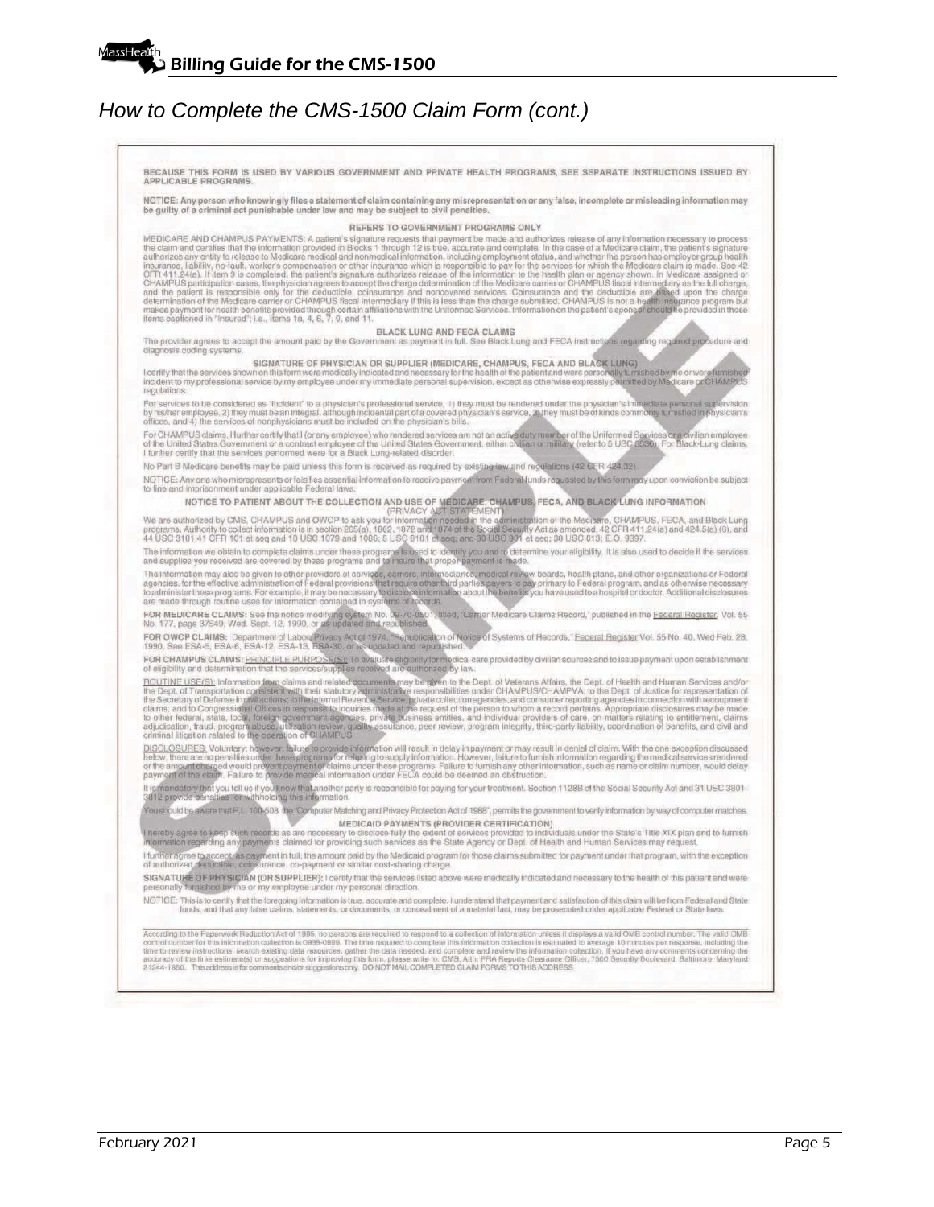## How to Complete the CMS-1500 Claim Form (cont.)

BECAUSE THIS FORM IS USED BY VARIOUS GOVERNMENT AND PRIVATE HEALTH PROGRAMS, SEE SEPARATE INSTRUCTIONS ISSUED BY APPLICABLE PROGRAMS.

NOTICE: Any person who knowingly files a statement of claim containing any misrepresentation or any false, incomplete or misleading information may be guilty of a criminal act punishable under law and may be subject to civil penalties.

**REFERS TO GOVERNMENT PROGRAMS ONLY**

MEDICARE AND CHAMPUS PAYMENTS: A patient's signature requests that payment be made and authorizes release of any information necessary to process the claim and certifies that the information provided in Blocks 1 through 12 is true, accurate and complete. In the case of a Medicare claim, the patient's signature authorizes any entity to release to Medicare medical and nonmedical information, including employment status, and whether the person has employer group health insurance, liability, no-fault, worker's compensation or other insurance which is responsible to pay for the services for which the Medicare claim is made. See 42 CFR 411.24(a). If item 9 is completed, the patient's signature authorizes release of the information to the health plan or agency shown. In Medicare assigned or CHAMPUS participation cases, the physician agrees to accept the charge determination of the Medicare carrier or CHAMPUS fiscal intermediary as the full charge, and the patient is responsible only for the deductible, coinsurance and noncovered services. Coinsurance and the deductible are based upon the charge determination of the Medicare carrier or CHAMPUS fiscal intermediary if this is less than the charge submitted. CHAMPUS is not a health insurance program but makes payment for health benefits provided through certain affiliations with the Uniformed Services. Information on the patient's sponsor should be provided in those items captioned in "Insured"; i.e., items 1a, 4, 6, 7, 9, and 11.

**BLACK LUNG AND FECA CLAIMS**

The provider agrees to accept the amount paid by the Government as payment in full. See Black Lung and FECA instructions regarding required procedure and diagnosis coding systems.

**SIGNATURE OF PHYSICIAN OR SUPPLIER (MEDICARE, CHAMPUS, FECA AND BLACK LUNG)**

I certify that the services shown on this form were medically indicated and necessary for the health of the patient and were personally furnished by me or were furnished incident to my professional service by my employee under my immediate personal supervision, except as otherwise expressly permitted by Medicare or CHAMPUS regulations.

For services to be considered as "incident" to a physician's professional service, 1) they must be rendered under the physician's immediate personal supervision by his/her employee, 2) they must be an integral, although incidental part of a covered physician's service, 3) they must be of kinds commonly furnished in physician's offices, and 4) the services of nonphysicians must be included on the physician's bills.

For CHAMPUS claims, I further certify that I (or any employee) who rendered services am not an active duty member of the Uniformed Services or a civilian employee of the United States Government or a contract employee of the United States Government, either civilian or military (refer to 5 USC 5536). For Black-Lung claims, I further certify that the services performed were for a Black Lung-related disorder.

No Part B Medicare benefits may be paid unless this form is received as required by existing law and regulations (42 CFR 424.32).

NOTICE: Any one who misrepresents or falsifies essential information to receive payment from Federal funds requested by this form may upon conviction be subject to fine and imprisonment under applicable Federal laws.

**NOTICE TO PATIENT ABOUT THE COLLECTION AND USE OF MEDICARE, CHAMPUS, FECA, AND BLACK LUNG INFORMATION (PRIVACY ACT STATEMENT)**

We are authorized by CMS, CHAMPUS and OWCP to ask you for information needed in the administration of the Medicare, CHAMPUS, FECA, and Black Lung programs. Authority to collect information is in section 205(a), 1862, 1872 and 1874 of the Social Security Act as amended, 42 CFR 411.24(a) and 424.5(a) (6), and 44 USC 3101;41 CFR 101 et seq and 10 USC 1079 and 1086; 5 USC 8101 et seq; and 30 USC 901 et seq; 38 USC 613; E.O. 9397.

The information we obtain to complete claims under these programs is used to identify you and to determine your eligibility. It is also used to decide if the services and supplies you received are covered by these programs and to insure that proper payment is made.

The information may also be given to other providers of services, carriers, intermediaries, medical review boards, health plans, and other organizations or Federal agencies, for the effective administration of Federal provisions that require other third parties payers to pay primary to Federal program, and as otherwise necessary to administer these programs. For example, it may be necessary to disclose information about the benefits you have used to a hospital or doctor. Additional disclosures are made through routine uses for information contained in systems of records.

FOR MEDICARE CLAIMS: See the notice modifying system No. 09-70-0501, titled, 'Carrier Medicare Claims Record,' published in the Federal Register, Vol. 55 No. 177, page 37549, Wed. Sept. 12, 1990, or as updated and republished.

FOR OWCP CLAIMS: Department of Labor, Privacy Act of 1974, "Republication of Notice of Systems of Records," Federal Register Vol. 55 No. 40, Wed Feb. 28, 1990, See ESA-5, ESA-6, ESA-12, ESA-13, ESA-30, or as updated and republished.

FOR CHAMPUS CLAIMS: PRINCIPLE PURPOSE(S): To evaluate eligibility for medical care provided by civilian sources and to issue payment upon establishment of eligibility and determination that the services/supplies received are authorized by law.

ROUTINE USE(S): Information from claims and related documents may be given to the Dept. of Veterans Affairs, the Dept. of Health and Human Services and/or the Dept. of Transportation consistent with their statutory administrative responsibilities under CHAMPUS/CHAMPVA; to the Dept. of Justice for representation of the Secretary of Defense in civil actions; to the Internal Revenue Service, private collection agencies, and consumer reporting agencies in connection with recoupment claims; and to Congressional Offices in response to inquiries made at the request of the person to whom a record pertains. Appropriate disclosures may be made to other federal, state, local, foreign government agencies, private business entities, and individual providers of care, on matters relating to entitlement, claims adjudication, fraud, program abuse, utilization review, quality assurance, peer review, program integrity, third-party liability, coordination of benefits, and civil and criminal litigation related to the operation of CHAMPUS.

DISCLOSURES: Voluntary; however, failure to provide information will result in delay in payment or may result in denial of claim. With the one exception discussed below, there are no penalties under these programs for refusing to supply information. However, failure to furnish information regarding the medical services rendered or the amount charged would prevent payment of claims under these programs. Failure to furnish any other information, such as name or claim number, would delay payment of the claim. Failure to provide medical information under FECA could be deemed an obstruction.

It is mandatory that you tell us if you know that another party is responsible for paying for your treatment. Section 1128B of the Social Security Act and 31 USC 3801-3812 provide penalties for withholding this information.

You should be aware that P.L. 100-503, the "Computer Matching and Privacy Protection Act of 1988", permits the government to verify information by way of computer matches.

**MEDICAID PAYMENTS (PROVIDER CERTIFICATION)**

I hereby agree to keep such records as are necessary to disclose fully the extent of services provided to individuals under the State's Title XIX plan and to furnish information regarding any payments claimed for providing such services as the State Agency or Dept. of Health and Human Services may request.

I further agree to accept, as payment in full, the amount paid by the Medicaid program for those claims submitted for payment under that program, with the exception of authorized deductible, coinsurance, co-payment or similar cost-sharing charge.

SIGNATURE OF PHYSICIAN (OR SUPPLIER): I certify that the services listed above were medically indicated and necessary to the health of this patient and were personally furnished by me or my employee under my personal direction.

NOTICE: This is to certify that the foregoing information is true, accurate and complete. I understand that payment and satisfaction of this claim will be from Federal and State funds, and that any false claims, statements, or documents, or concealment of a material fact, may be prosecuted under applicable Federal or State laws.

According to the Paperwork Reduction Act of 1995, no persons are required to respond to a collection of information unless it displays a valid OMB control number. The valid OMB control number for this information collection is 0938-0999. The time required to complete this information collection is estimated to average 10 minutes per response, including the time to review instructions, search existing data resources, gather the data needed, and complete and review the information collection. If you have any comments concerning the accuracy of the time estimate(s) or suggestions for improving this form, please write to: CMS, Attn: PRA Reports Clearance Officer, 7500 Security Boulevard, Baltimore, Maryland 21244-1850. This address is for comments and/or suggestions only. DO NOT MAIL COMPLETED CLAIM FORMS TO THIS ADDRESS.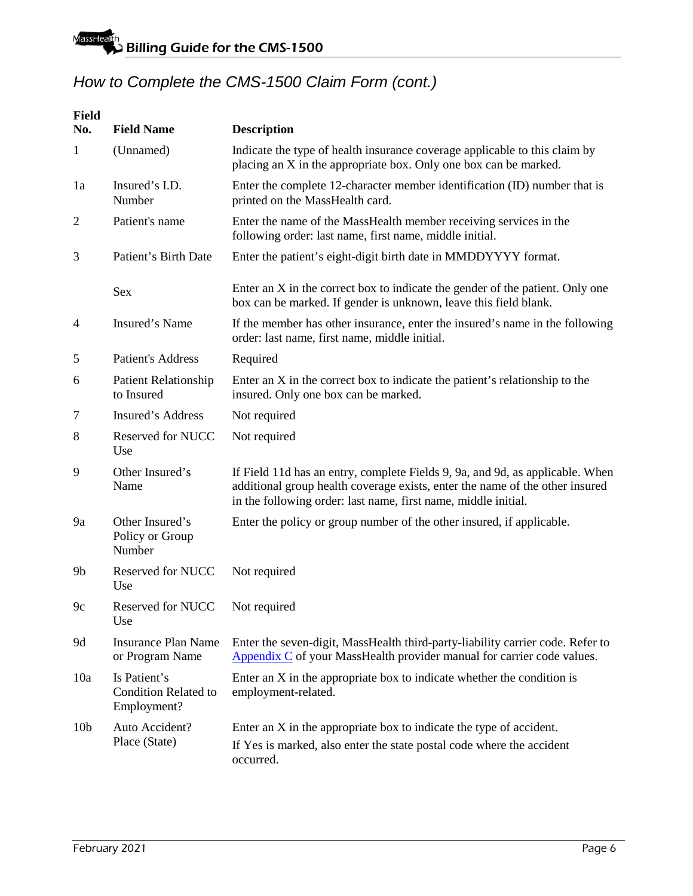## How to Complete the CMS-1500 Claim Form (cont.)

| Field No. | Field Name | Description |
|---|---|---|
| 1 | (Unnamed) | Indicate the type of health insurance coverage applicable to this claim by placing an X in the appropriate box. Only one box can be marked. |
| 1a | Insured's I.D. Number | Enter the complete 12-character member identification (ID) number that is printed on the MassHealth card. |
| 2 | Patient's name | Enter the name of the MassHealth member receiving services in the following order: last name, first name, middle initial. |
| 3 | Patient's Birth Date | Enter the patient's eight-digit birth date in MMDDYYYY format. |
| | Sex | Enter an X in the correct box to indicate the gender of the patient. Only one box can be marked. If gender is unknown, leave this field blank. |
| 4 | Insured's Name | If the member has other insurance, enter the insured's name in the following order: last name, first name, middle initial. |
| 5 | Patient's Address | Required |
| 6 | Patient Relationship to Insured | Enter an X in the correct box to indicate the patient's relationship to the insured. Only one box can be marked. |
| 7 | Insured's Address | Not required |
| 8 | Reserved for NUCC Use | Not required |
| 9 | Other Insured's Name | If Field 11d has an entry, complete Fields 9, 9a, and 9d, as applicable. When additional group health coverage exists, enter the name of the other insured in the following order: last name, first name, middle initial. |
| 9a | Other Insured's Policy or Group Number | Enter the policy or group number of the other insured, if applicable. |
| 9b | Reserved for NUCC Use | Not required |
| 9c | Reserved for NUCC Use | Not required |
| 9d | Insurance Plan Name or Program Name | Enter the seven-digit, MassHealth third-party-liability carrier code. Refer to Appendix C of your MassHealth provider manual for carrier code values. |
| 10a | Is Patient's Condition Related to Employment? | Enter an X in the appropriate box to indicate whether the condition is employment-related. |
| 10b | Auto Accident? Place (State) | Enter an X in the appropriate box to indicate the type of accident. If Yes is marked, also enter the state postal code where the accident occurred. |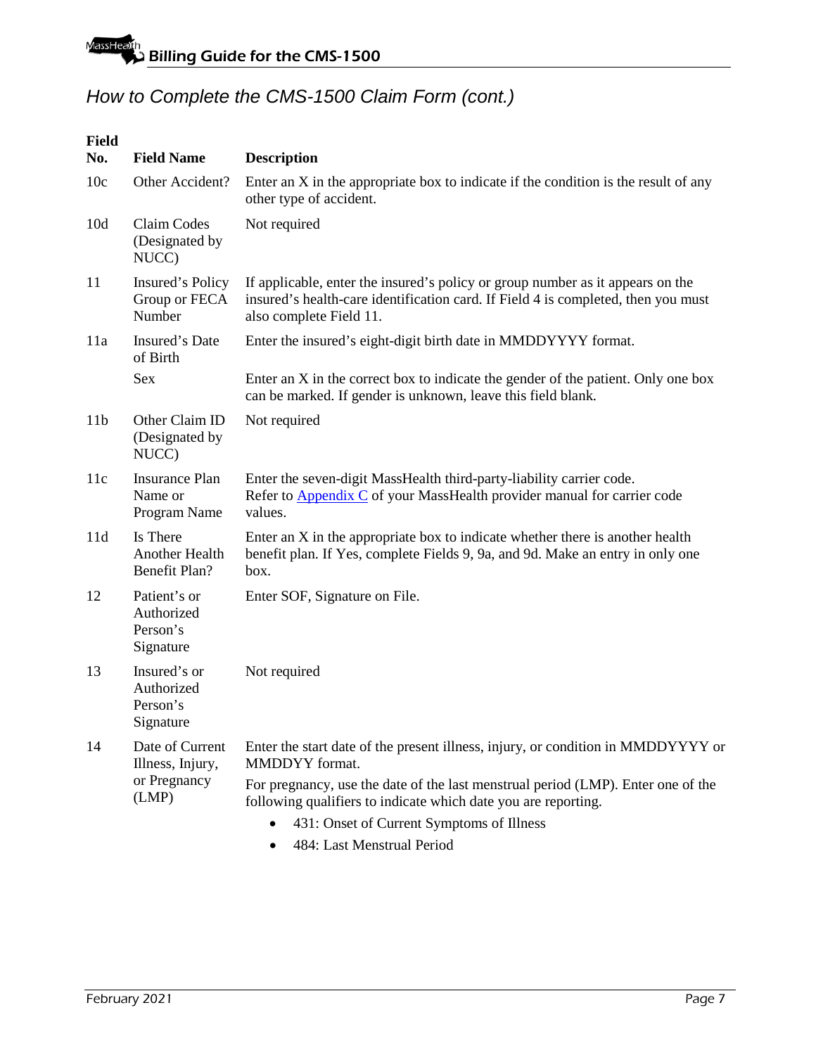## How to Complete the CMS-1500 Claim Form (cont.)

| Field No. | Field Name | Description |
|---|---|---|
| 10c | Other Accident? | Enter an X in the appropriate box to indicate if the condition is the result of any other type of accident. |
| 10d | Claim Codes (Designated by NUCC) | Not required |
| 11 | Insured's Policy Group or FECA Number | If applicable, enter the insured's policy or group number as it appears on the insured's health-care identification card. If Field 4 is completed, then you must also complete Field 11. |
| 11a | Insured's Date of Birth | Enter the insured's eight-digit birth date in MMDDYYYY format. |
| | Sex | Enter an X in the correct box to indicate the gender of the patient. Only one box can be marked. If gender is unknown, leave this field blank. |
| 11b | Other Claim ID (Designated by NUCC) | Not required |
| 11c | Insurance Plan Name or Program Name | Enter the seven-digit MassHealth third-party-liability carrier code. Refer to Appendix C of your MassHealth provider manual for carrier code values. |
| 11d | Is There Another Health Benefit Plan? | Enter an X in the appropriate box to indicate whether there is another health benefit plan. If Yes, complete Fields 9, 9a, and 9d. Make an entry in only one box. |
| 12 | Patient's or Authorized Person's Signature | Enter SOF, Signature on File. |
| 13 | Insured's or Authorized Person's Signature | Not required |
| 14 | Date of Current Illness, Injury, or Pregnancy (LMP) | Enter the start date of the present illness, injury, or condition in MMDDYYYY or MMDDYY format.<br>For pregnancy, use the date of the last menstrual period (LMP). Enter one of the following qualifiers to indicate which date you are reporting.<br>• 431: Onset of Current Symptoms of Illness<br>• 484: Last Menstrual Period |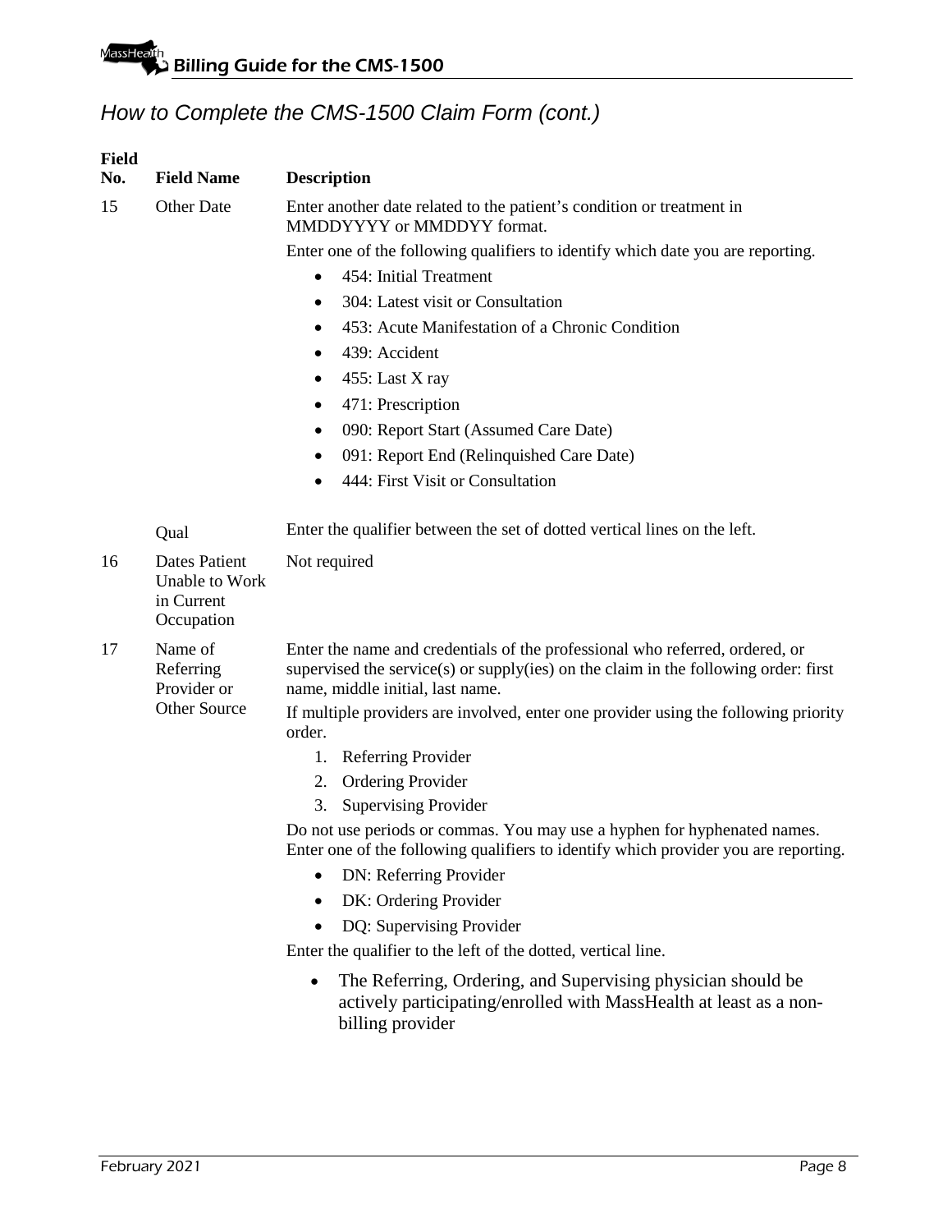## How to Complete the CMS-1500 Claim Form (cont.)

| Field No. | Field Name | Description |
|---|---|---|
| 15 | Other Date | Enter another date related to the patient's condition or treatment in MMDDYYYY or MMDDYY format.<br>Enter one of the following qualifiers to identify which date you are reporting.<br>• 454: Initial Treatment<br>• 304: Latest visit or Consultation<br>• 453: Acute Manifestation of a Chronic Condition<br>• 439: Accident<br>• 455: Last X ray<br>• 471: Prescription<br>• 090: Report Start (Assumed Care Date)<br>• 091: Report End (Relinquished Care Date)<br>• 444: First Visit or Consultation |
| | Qual | Enter the qualifier between the set of dotted vertical lines on the left. |
| 16 | Dates Patient Unable to Work in Current Occupation | Not required |
| 17 | Name of Referring Provider or Other Source | Enter the name and credentials of the professional who referred, ordered, or supervised the service(s) or supply(ies) on the claim in the following order: first name, middle initial, last name.<br>If multiple providers are involved, enter one provider using the following priority order.<br>1. Referring Provider<br>2. Ordering Provider<br>3. Supervising Provider<br>Do not use periods or commas. You may use a hyphen for hyphenated names. Enter one of the following qualifiers to identify which provider you are reporting.<br>• DN: Referring Provider<br>• DK: Ordering Provider<br>• DQ: Supervising Provider<br>Enter the qualifier to the left of the dotted, vertical line.<br>• The Referring, Ordering, and Supervising physician should be actively participating/enrolled with MassHealth at least as a non-billing provider |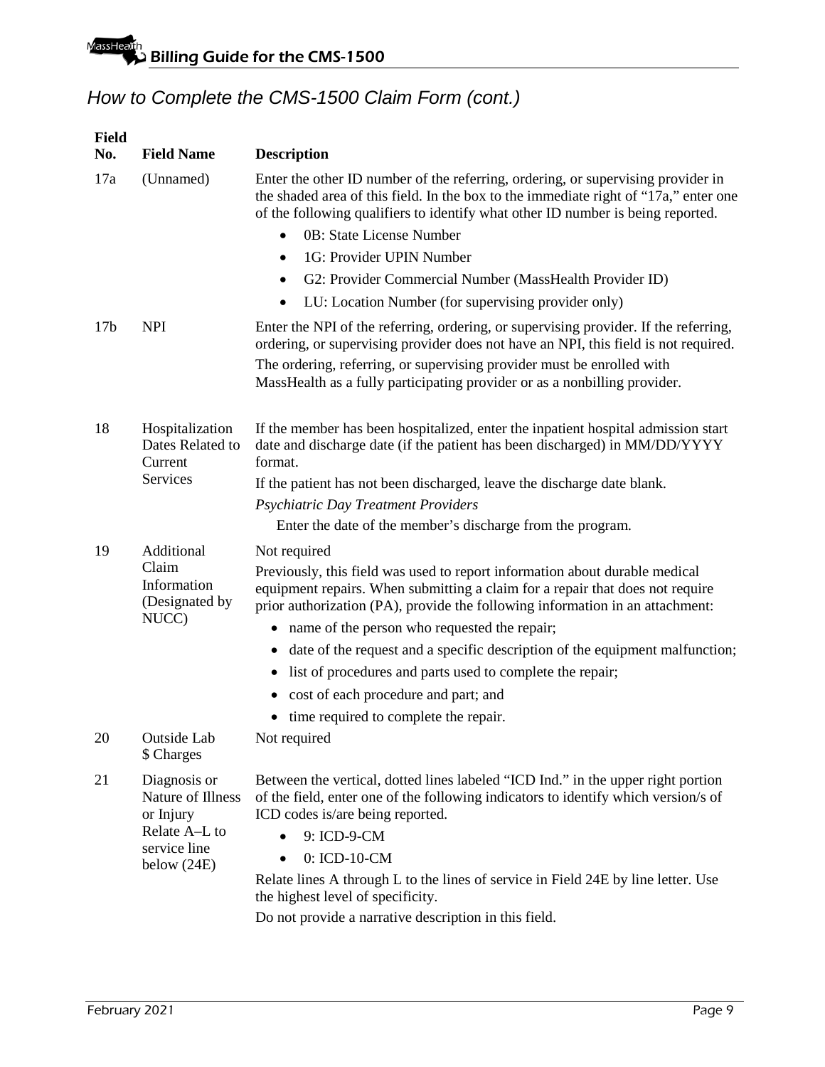## How to Complete the CMS-1500 Claim Form (cont.)

| Field No. | Field Name | Description |
|---|---|---|
| 17a | (Unnamed) | Enter the other ID number of the referring, ordering, or supervising provider in the shaded area of this field. In the box to the immediate right of "17a," enter one of the following qualifiers to identify what other ID number is being reported.<br>• 0B: State License Number<br>• 1G: Provider UPIN Number<br>• G2: Provider Commercial Number (MassHealth Provider ID)<br>• LU: Location Number (for supervising provider only) |
| 17b | NPI | Enter the NPI of the referring, ordering, or supervising provider. If the referring, ordering, or supervising provider does not have an NPI, this field is not required.<br>The ordering, referring, or supervising provider must be enrolled with MassHealth as a fully participating provider or as a nonbilling provider. |
| 18 | Hospitalization Dates Related to Current Services | If the member has been hospitalized, enter the inpatient hospital admission start date and discharge date (if the patient has been discharged) in MM/DD/YYYY format.<br>If the patient has not been discharged, leave the discharge date blank.<br>*Psychiatric Day Treatment Providers*<br>Enter the date of the member's discharge from the program. |
| 19 | Additional Claim Information (Designated by NUCC) | Not required<br>Previously, this field was used to report information about durable medical equipment repairs. When submitting a claim for a repair that does not require prior authorization (PA), provide the following information in an attachment:<br>• name of the person who requested the repair;<br>• date of the request and a specific description of the equipment malfunction;<br>• list of procedures and parts used to complete the repair;<br>• cost of each procedure and part; and<br>• time required to complete the repair. |
| 20 | Outside Lab $ Charges | Not required |
| 21 | Diagnosis or Nature of Illness or Injury Relate A–L to service line below (24E) | Between the vertical, dotted lines labeled "ICD Ind." in the upper right portion of the field, enter one of the following indicators to identify which version/s of ICD codes is/are being reported.<br>• 9: ICD-9-CM<br>• 0: ICD-10-CM<br>Relate lines A through L to the lines of service in Field 24E by line letter. Use the highest level of specificity.<br>Do not provide a narrative description in this field. |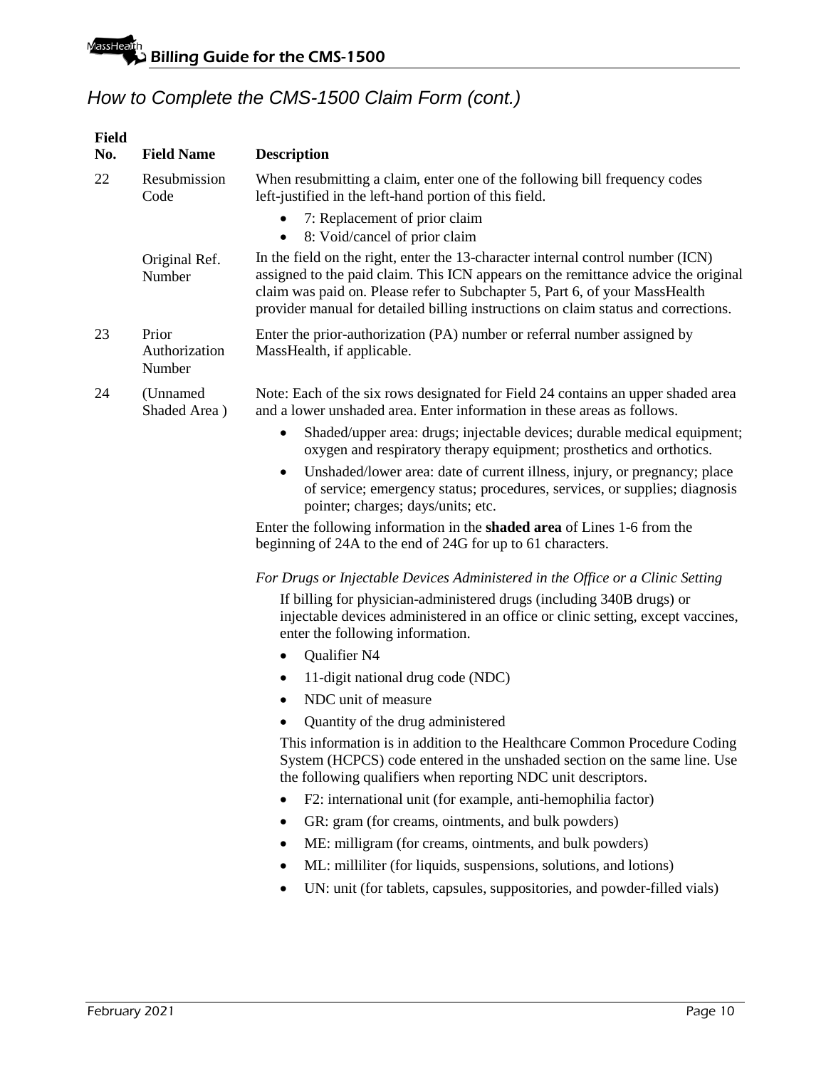## How to Complete the CMS-1500 Claim Form (cont.)

| Field No. | Field Name | Description |
|---|---|---|
| 22 | Resubmission Code | When resubmitting a claim, enter one of the following bill frequency codes left-justified in the left-hand portion of this field.<br>• 7: Replacement of prior claim<br>• 8: Void/cancel of prior claim |
| | Original Ref. Number | In the field on the right, enter the 13-character internal control number (ICN) assigned to the paid claim. This ICN appears on the remittance advice the original claim was paid on. Please refer to Subchapter 5, Part 6, of your MassHealth provider manual for detailed billing instructions on claim status and corrections. |
| 23 | Prior Authorization Number | Enter the prior-authorization (PA) number or referral number assigned by MassHealth, if applicable. |
| 24 | (Unnamed Shaded Area ) | Note: Each of the six rows designated for Field 24 contains an upper shaded area and a lower unshaded area. Enter information in these areas as follows.<br>• Shaded/upper area: drugs; injectable devices; durable medical equipment; oxygen and respiratory therapy equipment; prosthetics and orthotics.<br>• Unshaded/lower area: date of current illness, injury, or pregnancy; place of service; emergency status; procedures, services, or supplies; diagnosis pointer; charges; days/units; etc.<br><br>Enter the following information in the **shaded area** of Lines 1-6 from the beginning of 24A to the end of 24G for up to 61 characters.<br><br>*For Drugs or Injectable Devices Administered in the Office or a Clinic Setting*<br>If billing for physician-administered drugs (including 340B drugs) or injectable devices administered in an office or clinic setting, except vaccines, enter the following information.<br>• Qualifier N4<br>• 11-digit national drug code (NDC)<br>• NDC unit of measure<br>• Quantity of the drug administered<br><br>This information is in addition to the Healthcare Common Procedure Coding System (HCPCS) code entered in the unshaded section on the same line. Use the following qualifiers when reporting NDC unit descriptors.<br>• F2: international unit (for example, anti-hemophilia factor)<br>• GR: gram (for creams, ointments, and bulk powders)<br>• ME: milligram (for creams, ointments, and bulk powders)<br>• ML: milliliter (for liquids, suspensions, solutions, and lotions)<br>• UN: unit (for tablets, capsules, suppositories, and powder-filled vials) |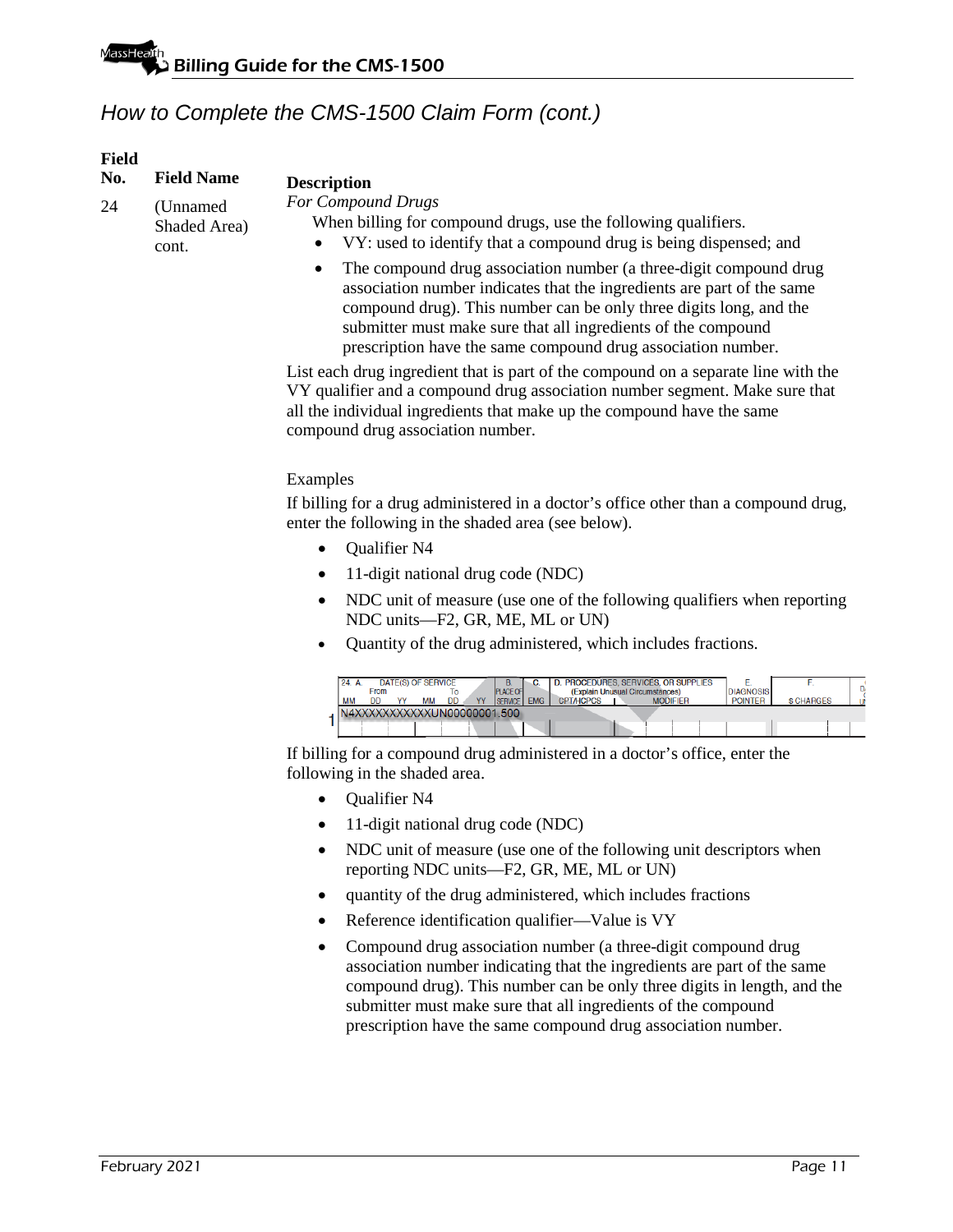## How to Complete the CMS-1500 Claim Form (cont.)

| Field No. | Field Name | Description |
|---|---|---|
| 24 | (Unnamed Shaded Area) cont. | *For Compound Drugs* |

When billing for compound drugs, use the following qualifiers.

- VY: used to identify that a compound drug is being dispensed; and
- The compound drug association number (a three-digit compound drug association number indicates that the ingredients are part of the same compound drug). This number can be only three digits long, and the submitter must make sure that all ingredients of the compound prescription have the same compound drug association number.

List each drug ingredient that is part of the compound on a separate line with the VY qualifier and a compound drug association number segment. Make sure that all the individual ingredients that make up the compound have the same compound drug association number.

Examples

If billing for a drug administered in a doctor's office other than a compound drug, enter the following in the shaded area (see below).

- Qualifier N4
- 11-digit national drug code (NDC)
- NDC unit of measure (use one of the following qualifiers when reporting NDC units—F2, GR, ME, ML or UN)
- Quantity of the drug administered, which includes fractions.

| 24. A. DATE(S) OF SERVICE From MM DD YY | To MM DD YY | B. PLACE OF SERVICE | C. EMG | D. PROCEDURES, SERVICES, OR SUPPLIES (Explain Unusual Circumstances) CPT/HCPCS | MODIFIER | E. DIAGNOSIS POINTER | F. $ CHARGES |
|---|---|---|---|---|---|---|---|
| 1 N4XXXXXXXXXXXUN00000001.500 | | | | | | | |

If billing for a compound drug administered in a doctor's office, enter the following in the shaded area.

- Qualifier N4
- 11-digit national drug code (NDC)
- NDC unit of measure (use one of the following unit descriptors when reporting NDC units—F2, GR, ME, ML or UN)
- quantity of the drug administered, which includes fractions
- Reference identification qualifier—Value is VY
- Compound drug association number (a three-digit compound drug association number indicating that the ingredients are part of the same compound drug). This number can be only three digits in length, and the submitter must make sure that all ingredients of the compound prescription have the same compound drug association number.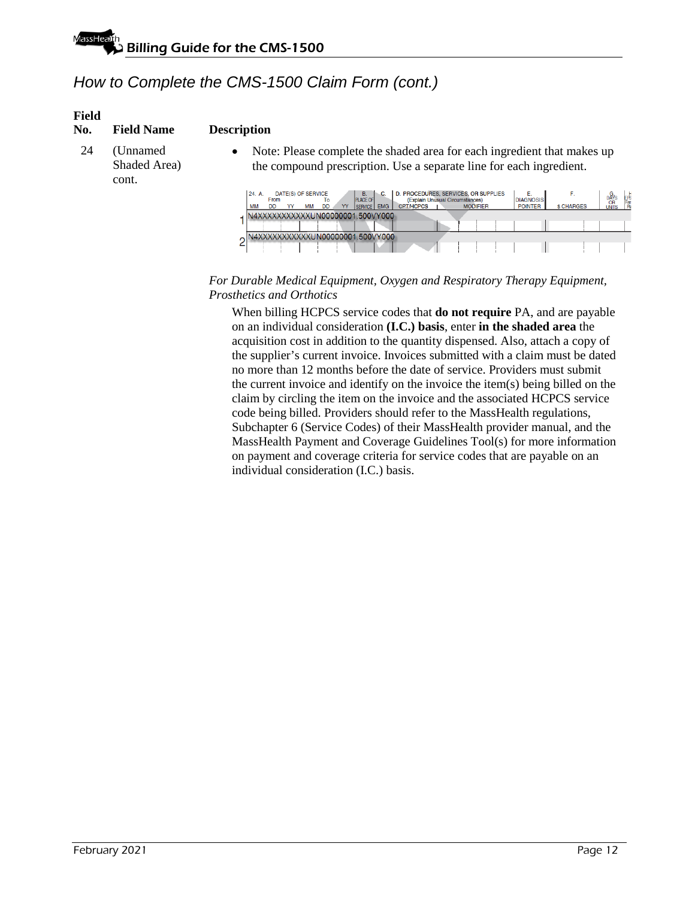## How to Complete the CMS-1500 Claim Form (cont.)

| Field No. | Field Name | Description |
|---|---|---|
| 24 | (Unnamed Shaded Area) cont. | • Note: Please complete the shaded area for each ingredient that makes up the compound prescription. Use a separate line for each ingredient. |

| | 24. A. DATE(S) OF SERVICE From MM DD YY | To MM DD YY | B. PLACE OF SERVICE | C. EMG | D. PROCEDURES, SERVICES, OR SUPPLIES (Explain Unusual Circumstances) CPT/HCPCS | MODIFIER | E. DIAGNOSIS POINTER | F. $ CHARGES | G. DAYS OR UNITS |
|---|---|---|---|---|---|---|---|---|---|
| 1 | N4XXXXXXXXXXXUN00000001.500VY000 | | | | | | | | |
| 2 | N4XXXXXXXXXXXUN00000001.500VY000 | | | | | | | | |

*For Durable Medical Equipment, Oxygen and Respiratory Therapy Equipment, Prosthetics and Orthotics*

When billing HCPCS service codes that **do not require** PA, and are payable on an individual consideration **(I.C.) basis**, enter **in the shaded area** the acquisition cost in addition to the quantity dispensed. Also, attach a copy of the supplier's current invoice. Invoices submitted with a claim must be dated no more than 12 months before the date of service. Providers must submit the current invoice and identify on the invoice the item(s) being billed on the claim by circling the item on the invoice and the associated HCPCS service code being billed. Providers should refer to the MassHealth regulations, Subchapter 6 (Service Codes) of their MassHealth provider manual, and the MassHealth Payment and Coverage Guidelines Tool(s) for more information on payment and coverage criteria for service codes that are payable on an individual consideration (I.C.) basis.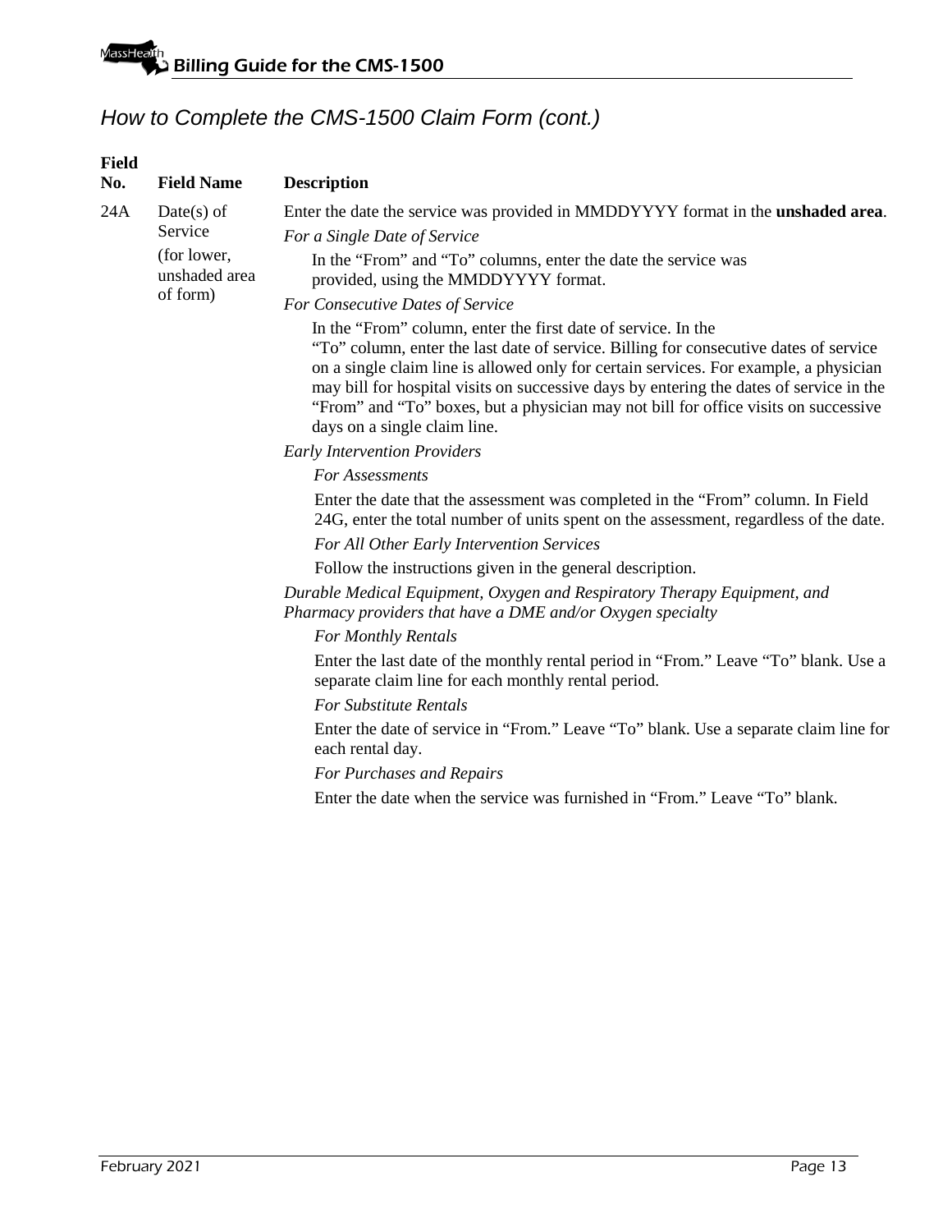## How to Complete the CMS-1500 Claim Form (cont.)

| Field No. | Field Name | Description |
|---|---|---|
| 24A | Date(s) of Service (for lower, unshaded area of form) | Enter the date the service was provided in MMDDYYYY format in the **unshaded area**.<br>*For a Single Date of Service*<br>In the "From" and "To" columns, enter the date the service was provided, using the MMDDYYYY format.<br>*For Consecutive Dates of Service*<br>In the "From" column, enter the first date of service. In the "To" column, enter the last date of service. Billing for consecutive dates of service on a single claim line is allowed only for certain services. For example, a physician may bill for hospital visits on successive days by entering the dates of service in the "From" and "To" boxes, but a physician may not bill for office visits on successive days on a single claim line.<br>*Early Intervention Providers*<br>*For Assessments*<br>Enter the date that the assessment was completed in the "From" column. In Field 24G, enter the total number of units spent on the assessment, regardless of the date.<br>*For All Other Early Intervention Services*<br>Follow the instructions given in the general description.<br>*Durable Medical Equipment, Oxygen and Respiratory Therapy Equipment, and Pharmacy providers that have a DME and/or Oxygen specialty*<br>*For Monthly Rentals*<br>Enter the last date of the monthly rental period in "From." Leave "To" blank. Use a separate claim line for each monthly rental period.<br>*For Substitute Rentals*<br>Enter the date of service in "From." Leave "To" blank. Use a separate claim line for each rental day.<br>*For Purchases and Repairs*<br>Enter the date when the service was furnished in "From." Leave "To" blank. |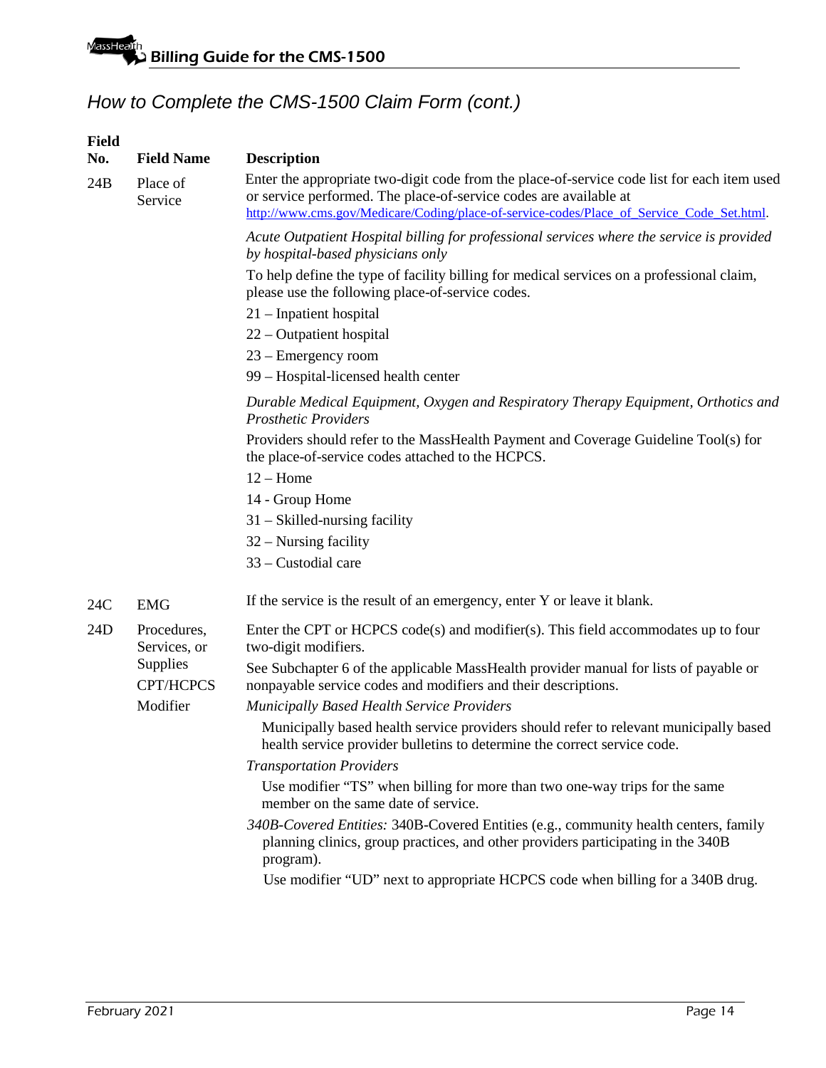## How to Complete the CMS-1500 Claim Form (cont.)

| Field No. | Field Name | Description |
|---|---|---|
| 24B | Place of Service | Enter the appropriate two-digit code from the place-of-service code list for each item used or service performed. The place-of-service codes are available at http://www.cms.gov/Medicare/Coding/place-of-service-codes/Place_of_Service_Code_Set.html.<br><br>*Acute Outpatient Hospital billing for professional services where the service is provided by hospital-based physicians only*<br><br>To help define the type of facility billing for medical services on a professional claim, please use the following place-of-service codes.<br><br>21 – Inpatient hospital<br>22 – Outpatient hospital<br>23 – Emergency room<br>99 – Hospital-licensed health center<br><br>*Durable Medical Equipment, Oxygen and Respiratory Therapy Equipment, Orthotics and Prosthetic Providers*<br><br>Providers should refer to the MassHealth Payment and Coverage Guideline Tool(s) for the place-of-service codes attached to the HCPCS.<br><br>12 – Home<br>14 - Group Home<br>31 – Skilled-nursing facility<br>32 – Nursing facility<br>33 – Custodial care |
| 24C | EMG | If the service is the result of an emergency, enter Y or leave it blank. |
| 24D | Procedures, Services, or Supplies CPT/HCPCS Modifier | Enter the CPT or HCPCS code(s) and modifier(s). This field accommodates up to four two-digit modifiers.<br><br>See Subchapter 6 of the applicable MassHealth provider manual for lists of payable or nonpayable service codes and modifiers and their descriptions.<br><br>*Municipally Based Health Service Providers*<br><br>Municipally based health service providers should refer to relevant municipally based health service provider bulletins to determine the correct service code.<br><br>*Transportation Providers*<br><br>Use modifier "TS" when billing for more than two one-way trips for the same member on the same date of service.<br><br>*340B-Covered Entities:* 340B-Covered Entities (e.g., community health centers, family planning clinics, group practices, and other providers participating in the 340B program).<br><br>Use modifier "UD" next to appropriate HCPCS code when billing for a 340B drug. |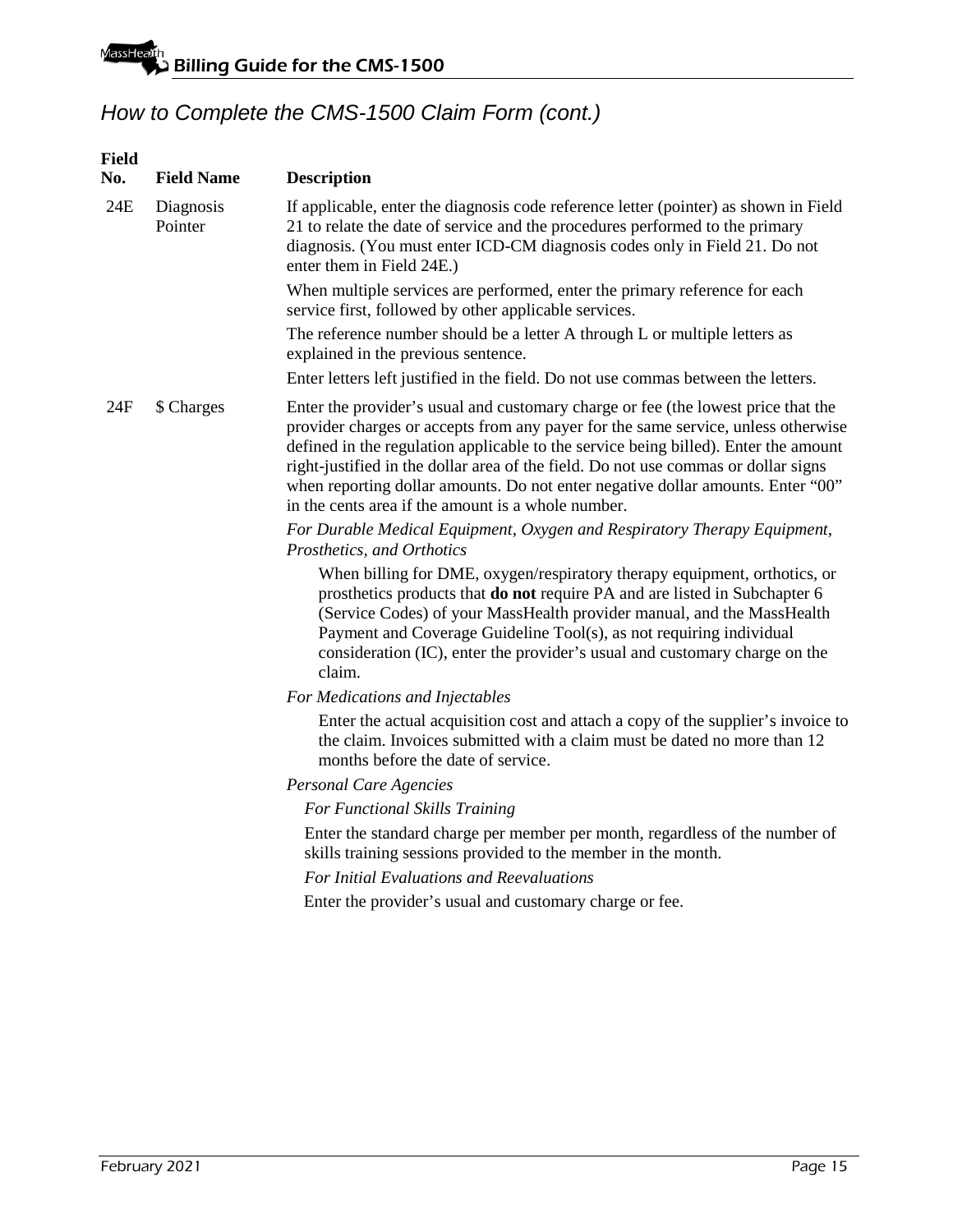## How to Complete the CMS-1500 Claim Form (cont.)

| Field No. | Field Name | Description |
|---|---|---|
| 24E | Diagnosis Pointer | If applicable, enter the diagnosis code reference letter (pointer) as shown in Field 21 to relate the date of service and the procedures performed to the primary diagnosis. (You must enter ICD-CM diagnosis codes only in Field 21. Do not enter them in Field 24E.)<br><br>When multiple services are performed, enter the primary reference for each service first, followed by other applicable services.<br><br>The reference number should be a letter A through L or multiple letters as explained in the previous sentence.<br><br>Enter letters left justified in the field. Do not use commas between the letters. |
| 24F | $ Charges | Enter the provider's usual and customary charge or fee (the lowest price that the provider charges or accepts from any payer for the same service, unless otherwise defined in the regulation applicable to the service being billed). Enter the amount right-justified in the dollar area of the field. Do not use commas or dollar signs when reporting dollar amounts. Do not enter negative dollar amounts. Enter "00" in the cents area if the amount is a whole number.<br><br>*For Durable Medical Equipment, Oxygen and Respiratory Therapy Equipment, Prosthetics, and Orthotics*<br><br>When billing for DME, oxygen/respiratory therapy equipment, orthotics, or prosthetics products that **do not** require PA and are listed in Subchapter 6 (Service Codes) of your MassHealth provider manual, and the MassHealth Payment and Coverage Guideline Tool(s), as not requiring individual consideration (IC), enter the provider's usual and customary charge on the claim.<br><br>*For Medications and Injectables*<br><br>Enter the actual acquisition cost and attach a copy of the supplier's invoice to the claim. Invoices submitted with a claim must be dated no more than 12 months before the date of service.<br><br>*Personal Care Agencies*<br><br>*For Functional Skills Training*<br><br>Enter the standard charge per member per month, regardless of the number of skills training sessions provided to the member in the month.<br><br>*For Initial Evaluations and Reevaluations*<br><br>Enter the provider's usual and customary charge or fee. |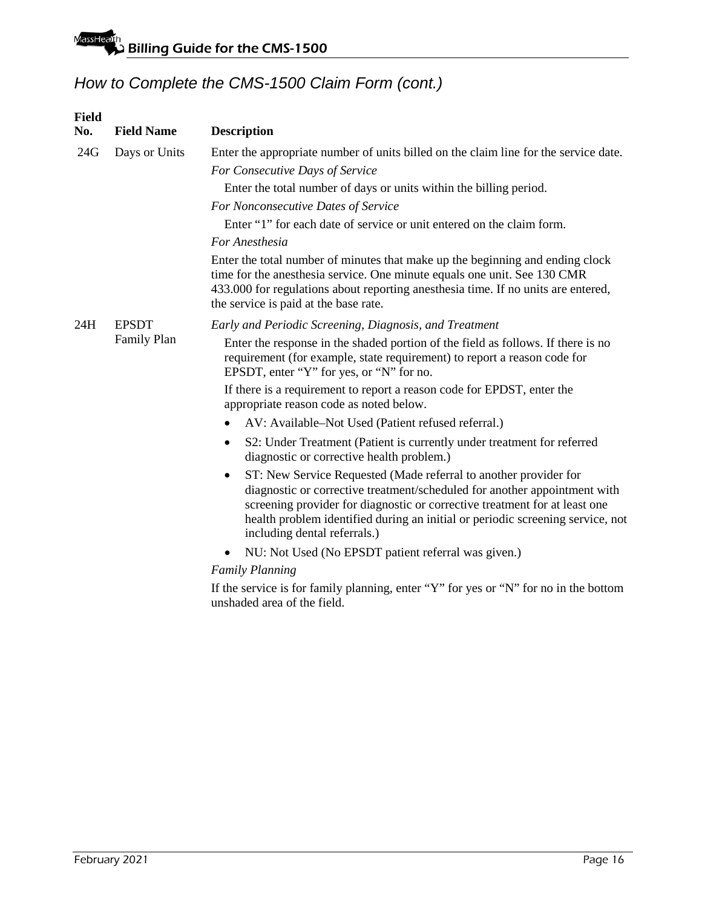## How to Complete the CMS-1500 Claim Form (cont.)

| Field No. | Field Name | Description |
|---|---|---|
| 24G | Days or Units | Enter the appropriate number of units billed on the claim line for the service date.<br>*For Consecutive Days of Service*<br>Enter the total number of days or units within the billing period.<br>*For Nonconsecutive Dates of Service*<br>Enter "1" for each date of service or unit entered on the claim form.<br>*For Anesthesia*<br>Enter the total number of minutes that make up the beginning and ending clock time for the anesthesia service. One minute equals one unit. See 130 CMR 433.000 for regulations about reporting anesthesia time. If no units are entered, the service is paid at the base rate. |
| 24H | EPSDT Family Plan | *Early and Periodic Screening, Diagnosis, and Treatment*<br>Enter the response in the shaded portion of the field as follows. If there is no requirement (for example, state requirement) to report a reason code for EPSDT, enter "Y" for yes, or "N" for no.<br>If there is a requirement to report a reason code for EPDST, enter the appropriate reason code as noted below.<br>• AV: Available–Not Used (Patient refused referral.)<br>• S2: Under Treatment (Patient is currently under treatment for referred diagnostic or corrective health problem.)<br>• ST: New Service Requested (Made referral to another provider for diagnostic or corrective treatment/scheduled for another appointment with screening provider for diagnostic or corrective treatment for at least one health problem identified during an initial or periodic screening service, not including dental referrals.)<br>• NU: Not Used (No EPSDT patient referral was given.)<br>*Family Planning*<br>If the service is for family planning, enter "Y" for yes or "N" for no in the bottom unshaded area of the field. |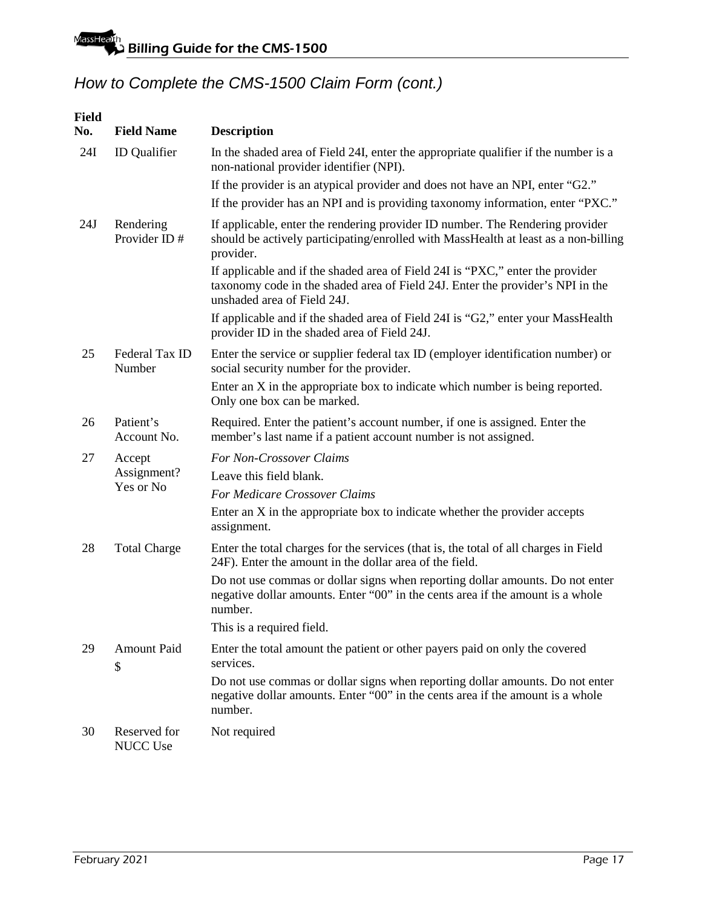## How to Complete the CMS-1500 Claim Form (cont.)

| Field No. | Field Name | Description |
|---|---|---|
| 24I | ID Qualifier | In the shaded area of Field 24I, enter the appropriate qualifier if the number is a non-national provider identifier (NPI).<br>If the provider is an atypical provider and does not have an NPI, enter "G2."<br>If the provider has an NPI and is providing taxonomy information, enter "PXC." |
| 24J | Rendering Provider ID # | If applicable, enter the rendering provider ID number. The Rendering provider should be actively participating/enrolled with MassHealth at least as a non-billing provider.<br>If applicable and if the shaded area of Field 24I is "PXC," enter the provider taxonomy code in the shaded area of Field 24J. Enter the provider's NPI in the unshaded area of Field 24J.<br>If applicable and if the shaded area of Field 24I is "G2," enter your MassHealth provider ID in the shaded area of Field 24J. |
| 25 | Federal Tax ID Number | Enter the service or supplier federal tax ID (employer identification number) or social security number for the provider.<br>Enter an X in the appropriate box to indicate which number is being reported. Only one box can be marked. |
| 26 | Patient's Account No. | Required. Enter the patient's account number, if one is assigned. Enter the member's last name if a patient account number is not assigned. |
| 27 | Accept Assignment? Yes or No | *For Non-Crossover Claims*<br>Leave this field blank.<br>*For Medicare Crossover Claims*<br>Enter an X in the appropriate box to indicate whether the provider accepts assignment. |
| 28 | Total Charge | Enter the total charges for the services (that is, the total of all charges in Field 24F). Enter the amount in the dollar area of the field.<br>Do not use commas or dollar signs when reporting dollar amounts. Do not enter negative dollar amounts. Enter "00" in the cents area if the amount is a whole number.<br>This is a required field. |
| 29 | Amount Paid $ | Enter the total amount the patient or other payers paid on only the covered services.<br>Do not use commas or dollar signs when reporting dollar amounts. Do not enter negative dollar amounts. Enter "00" in the cents area if the amount is a whole number. |
| 30 | Reserved for NUCC Use | Not required |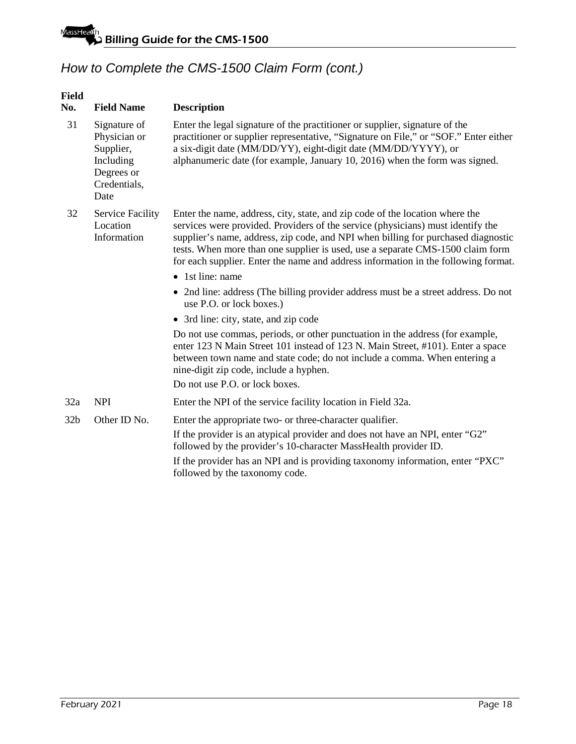## How to Complete the CMS-1500 Claim Form (cont.)

| Field No. | Field Name | Description |
|---|---|---|
| 31 | Signature of Physician or Supplier, Including Degrees or Credentials, Date | Enter the legal signature of the practitioner or supplier, signature of the practitioner or supplier representative, “Signature on File,” or “SOF.” Enter either a six-digit date (MM/DD/YY), eight-digit date (MM/DD/YYYY), or alphanumeric date (for example, January 10, 2016) when the form was signed. |
| 32 | Service Facility Location Information | Enter the name, address, city, state, and zip code of the location where the services were provided. Providers of the service (physicians) must identify the supplier’s name, address, zip code, and NPI when billing for purchased diagnostic tests. When more than one supplier is used, use a separate CMS-1500 claim form for each supplier. Enter the name and address information in the following format.<br>• 1st line: name<br>• 2nd line: address (The billing provider address must be a street address. Do not use P.O. or lock boxes.)<br>• 3rd line: city, state, and zip code<br>Do not use commas, periods, or other punctuation in the address (for example, enter 123 N Main Street 101 instead of 123 N. Main Street, #101). Enter a space between town name and state code; do not include a comma. When entering a nine-digit zip code, include a hyphen.<br>Do not use P.O. or lock boxes. |
| 32a | NPI | Enter the NPI of the service facility location in Field 32a. |
| 32b | Other ID No. | Enter the appropriate two- or three-character qualifier.<br>If the provider is an atypical provider and does not have an NPI, enter “G2” followed by the provider’s 10-character MassHealth provider ID.<br>If the provider has an NPI and is providing taxonomy information, enter “PXC” followed by the taxonomy code. |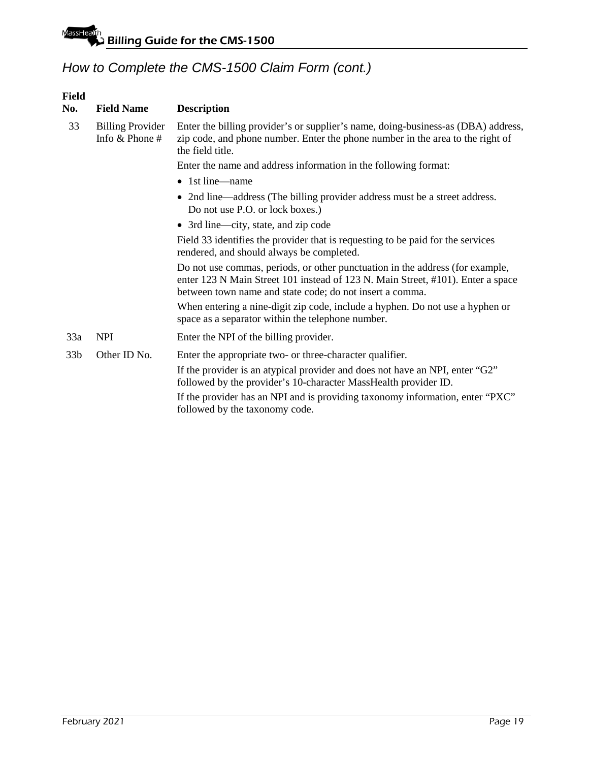## How to Complete the CMS-1500 Claim Form (cont.)

| Field No. | Field Name | Description |
|---|---|---|
| 33 | Billing Provider Info & Phone # | Enter the billing provider's or supplier's name, doing-business-as (DBA) address, zip code, and phone number. Enter the phone number in the area to the right of the field title.<br><br>Enter the name and address information in the following format:<br>• 1st line—name<br>• 2nd line—address (The billing provider address must be a street address. Do not use P.O. or lock boxes.)<br>• 3rd line—city, state, and zip code<br><br>Field 33 identifies the provider that is requesting to be paid for the services rendered, and should always be completed.<br><br>Do not use commas, periods, or other punctuation in the address (for example, enter 123 N Main Street 101 instead of 123 N. Main Street, #101). Enter a space between town name and state code; do not insert a comma.<br><br>When entering a nine-digit zip code, include a hyphen. Do not use a hyphen or space as a separator within the telephone number. |
| 33a | NPI | Enter the NPI of the billing provider. |
| 33b | Other ID No. | Enter the appropriate two- or three-character qualifier.<br><br>If the provider is an atypical provider and does not have an NPI, enter "G2" followed by the provider's 10-character MassHealth provider ID.<br><br>If the provider has an NPI and is providing taxonomy information, enter "PXC" followed by the taxonomy code. |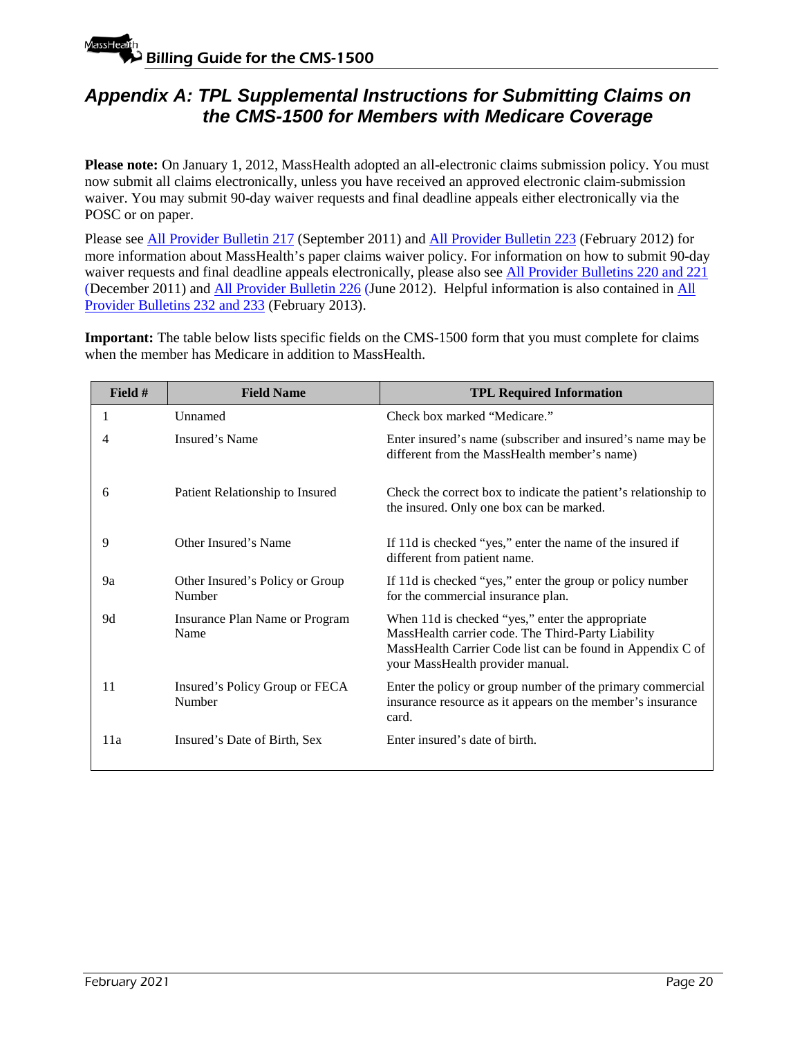## Appendix A: TPL Supplemental Instructions for Submitting Claims on the CMS-1500 for Members with Medicare Coverage

**Please note:** On January 1, 2012, MassHealth adopted an all-electronic claims submission policy. You must now submit all claims electronically, unless you have received an approved electronic claim-submission waiver. You may submit 90-day waiver requests and final deadline appeals either electronically via the POSC or on paper.

Please see All Provider Bulletin 217 (September 2011) and All Provider Bulletin 223 (February 2012) for more information about MassHealth's paper claims waiver policy. For information on how to submit 90-day waiver requests and final deadline appeals electronically, please also see All Provider Bulletins 220 and 221 (December 2011) and All Provider Bulletin 226 (June 2012). Helpful information is also contained in All Provider Bulletins 232 and 233 (February 2013).

**Important:** The table below lists specific fields on the CMS-1500 form that you must complete for claims when the member has Medicare in addition to MassHealth.

| Field # | Field Name | TPL Required Information |
|---|---|---|
| 1 | Unnamed | Check box marked "Medicare." |
| 4 | Insured's Name | Enter insured's name (subscriber and insured's name may be different from the MassHealth member's name) |
| 6 | Patient Relationship to Insured | Check the correct box to indicate the patient's relationship to the insured. Only one box can be marked. |
| 9 | Other Insured's Name | If 11d is checked "yes," enter the name of the insured if different from patient name. |
| 9a | Other Insured's Policy or Group Number | If 11d is checked "yes," enter the group or policy number for the commercial insurance plan. |
| 9d | Insurance Plan Name or Program Name | When 11d is checked "yes," enter the appropriate MassHealth carrier code. The Third-Party Liability MassHealth Carrier Code list can be found in Appendix C of your MassHealth provider manual. |
| 11 | Insured's Policy Group or FECA Number | Enter the policy or group number of the primary commercial insurance resource as it appears on the member's insurance card. |
| 11a | Insured's Date of Birth, Sex | Enter insured's date of birth. |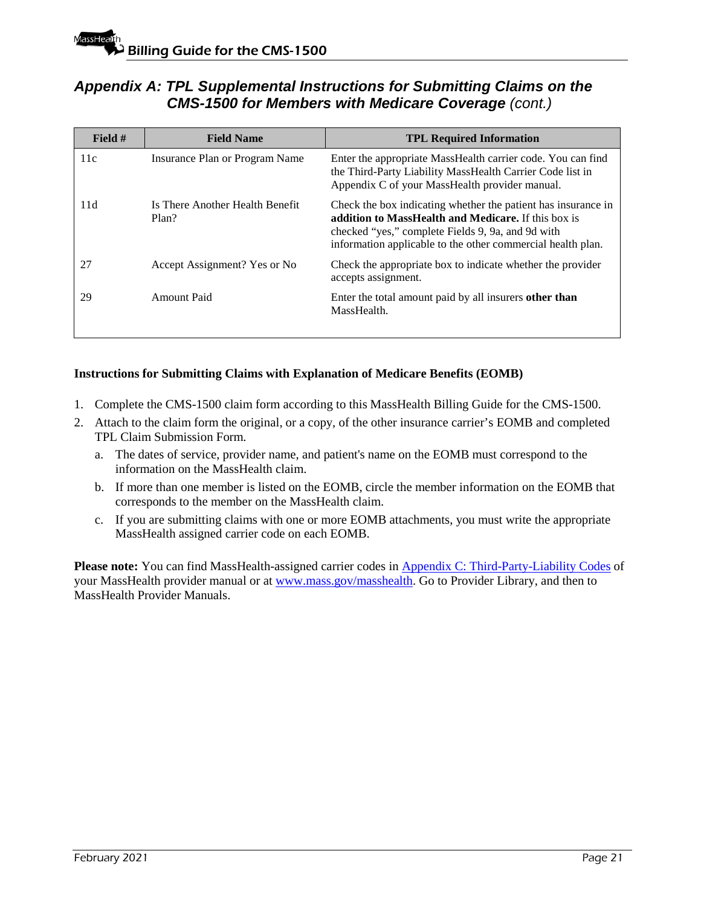## *Appendix A: TPL Supplemental Instructions for Submitting Claims on the CMS-1500 for Members with Medicare Coverage (cont.)*

| Field # | Field Name | TPL Required Information |
|---|---|---|
| 11c | Insurance Plan or Program Name | Enter the appropriate MassHealth carrier code. You can find the Third-Party Liability MassHealth Carrier Code list in Appendix C of your MassHealth provider manual. |
| 11d | Is There Another Health Benefit Plan? | Check the box indicating whether the patient has insurance in **addition to MassHealth and Medicare.** If this box is checked "yes," complete Fields 9, 9a, and 9d with information applicable to the other commercial health plan. |
| 27 | Accept Assignment? Yes or No | Check the appropriate box to indicate whether the provider accepts assignment. |
| 29 | Amount Paid | Enter the total amount paid by all insurers **other than** MassHealth. |

**Instructions for Submitting Claims with Explanation of Medicare Benefits (EOMB)**

1. Complete the CMS-1500 claim form according to this MassHealth Billing Guide for the CMS-1500.
2. Attach to the claim form the original, or a copy, of the other insurance carrier's EOMB and completed TPL Claim Submission Form.
   a. The dates of service, provider name, and patient's name on the EOMB must correspond to the information on the MassHealth claim.
   b. If more than one member is listed on the EOMB, circle the member information on the EOMB that corresponds to the member on the MassHealth claim.
   c. If you are submitting claims with one or more EOMB attachments, you must write the appropriate MassHealth assigned carrier code on each EOMB.

**Please note:** You can find MassHealth-assigned carrier codes in Appendix C: Third-Party-Liability Codes of your MassHealth provider manual or at www.mass.gov/masshealth. Go to Provider Library, and then to MassHealth Provider Manuals.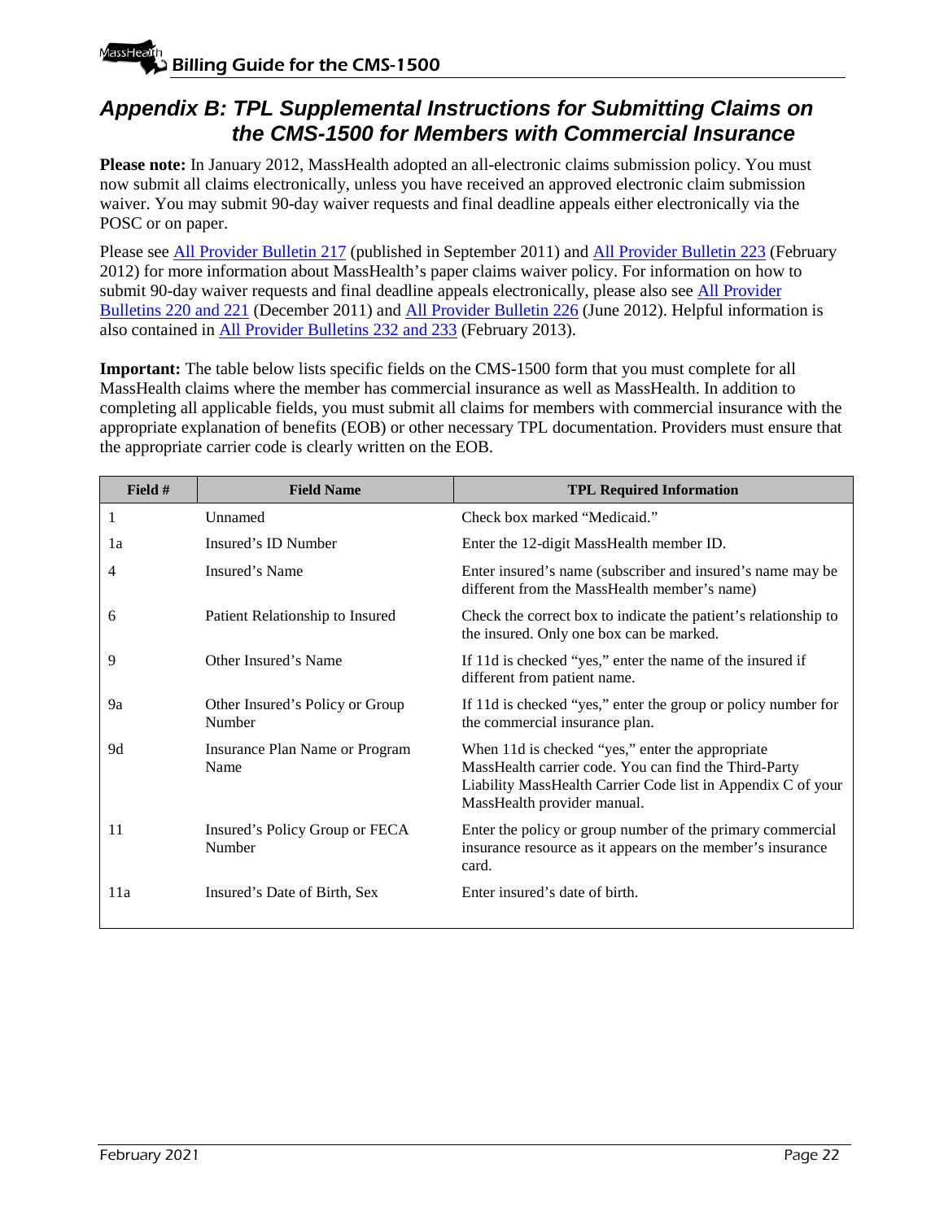## Appendix B: TPL Supplemental Instructions for Submitting Claims on the CMS-1500 for Members with Commercial Insurance

**Please note:** In January 2012, MassHealth adopted an all-electronic claims submission policy. You must now submit all claims electronically, unless you have received an approved electronic claim submission waiver. You may submit 90-day waiver requests and final deadline appeals either electronically via the POSC or on paper.

Please see All Provider Bulletin 217 (published in September 2011) and All Provider Bulletin 223 (February 2012) for more information about MassHealth's paper claims waiver policy. For information on how to submit 90-day waiver requests and final deadline appeals electronically, please also see All Provider Bulletins 220 and 221 (December 2011) and All Provider Bulletin 226 (June 2012). Helpful information is also contained in All Provider Bulletins 232 and 233 (February 2013).

**Important:** The table below lists specific fields on the CMS-1500 form that you must complete for all MassHealth claims where the member has commercial insurance as well as MassHealth. In addition to completing all applicable fields, you must submit all claims for members with commercial insurance with the appropriate explanation of benefits (EOB) or other necessary TPL documentation. Providers must ensure that the appropriate carrier code is clearly written on the EOB.

| Field # | Field Name | TPL Required Information |
|---|---|---|
| 1 | Unnamed | Check box marked "Medicaid." |
| 1a | Insured's ID Number | Enter the 12-digit MassHealth member ID. |
| 4 | Insured's Name | Enter insured's name (subscriber and insured's name may be different from the MassHealth member's name) |
| 6 | Patient Relationship to Insured | Check the correct box to indicate the patient's relationship to the insured. Only one box can be marked. |
| 9 | Other Insured's Name | If 11d is checked "yes," enter the name of the insured if different from patient name. |
| 9a | Other Insured's Policy or Group Number | If 11d is checked "yes," enter the group or policy number for the commercial insurance plan. |
| 9d | Insurance Plan Name or Program Name | When 11d is checked "yes," enter the appropriate MassHealth carrier code. You can find the Third-Party Liability MassHealth Carrier Code list in Appendix C of your MassHealth provider manual. |
| 11 | Insured's Policy Group or FECA Number | Enter the policy or group number of the primary commercial insurance resource as it appears on the member's insurance card. |
| 11a | Insured's Date of Birth, Sex | Enter insured's date of birth. |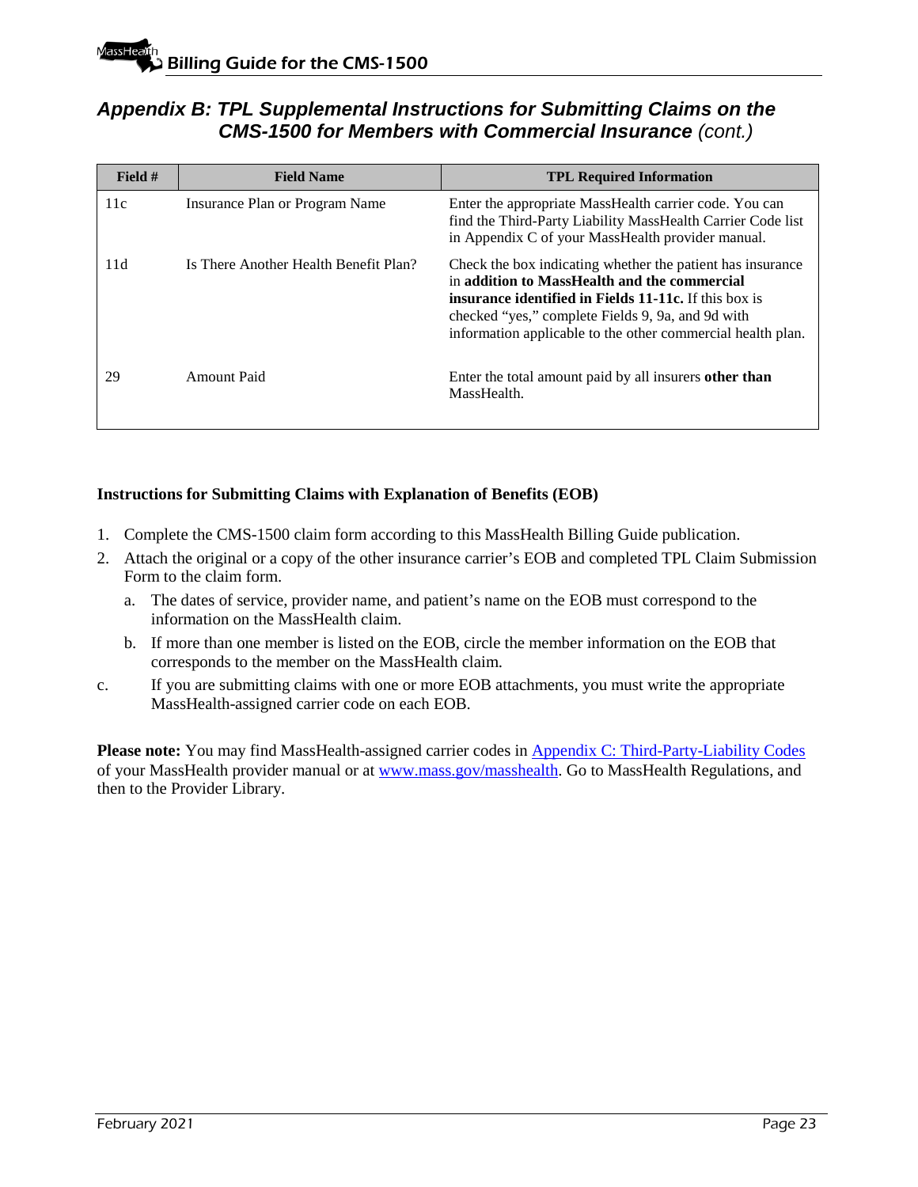## *Appendix B: TPL Supplemental Instructions for Submitting Claims on the CMS-1500 for Members with Commercial Insurance (cont.)*

| Field # | Field Name | TPL Required Information |
|---|---|---|
| 11c | Insurance Plan or Program Name | Enter the appropriate MassHealth carrier code. You can find the Third-Party Liability MassHealth Carrier Code list in Appendix C of your MassHealth provider manual. |
| 11d | Is There Another Health Benefit Plan? | Check the box indicating whether the patient has insurance in **addition to MassHealth and the commercial insurance identified in Fields 11-11c.** If this box is checked "yes," complete Fields 9, 9a, and 9d with information applicable to the other commercial health plan. |
| 29 | Amount Paid | Enter the total amount paid by all insurers **other than** MassHealth. |

**Instructions for Submitting Claims with Explanation of Benefits (EOB)**

1. Complete the CMS-1500 claim form according to this MassHealth Billing Guide publication.
2. Attach the original or a copy of the other insurance carrier's EOB and completed TPL Claim Submission Form to the claim form.
   a. The dates of service, provider name, and patient's name on the EOB must correspond to the information on the MassHealth claim.
   b. If more than one member is listed on the EOB, circle the member information on the EOB that corresponds to the member on the MassHealth claim.

c. If you are submitting claims with one or more EOB attachments, you must write the appropriate MassHealth-assigned carrier code on each EOB.

**Please note:** You may find MassHealth-assigned carrier codes in Appendix C: Third-Party-Liability Codes of your MassHealth provider manual or at www.mass.gov/masshealth. Go to MassHealth Regulations, and then to the Provider Library.